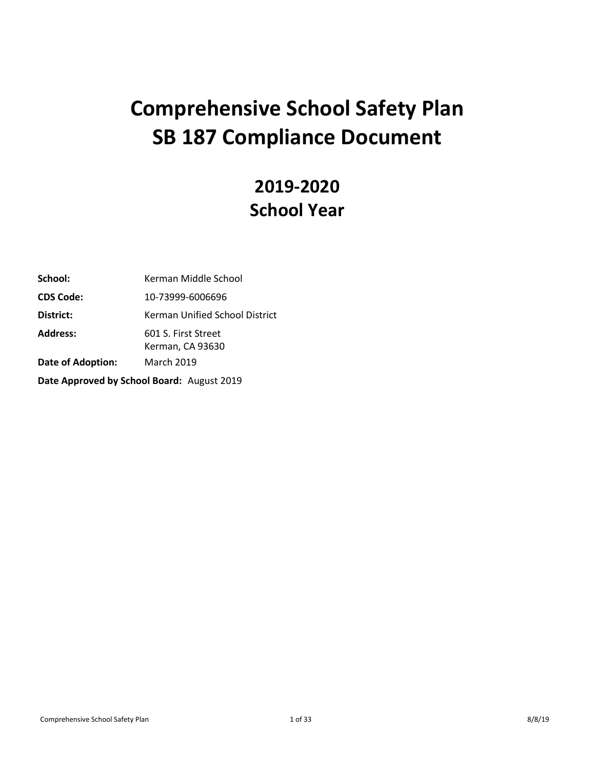# Comprehensive School Safety Plan
# SB 187 Compliance Document

## 2019-2020
## School Year

**School:** Kerman Middle School

**CDS Code:** 10-73999-6006696

**District:** Kerman Unified School District

**Address:** 601 S. First Street
Kerman, CA 93630

**Date of Adoption:** March 2019

**Date Approved by School Board:** August 2019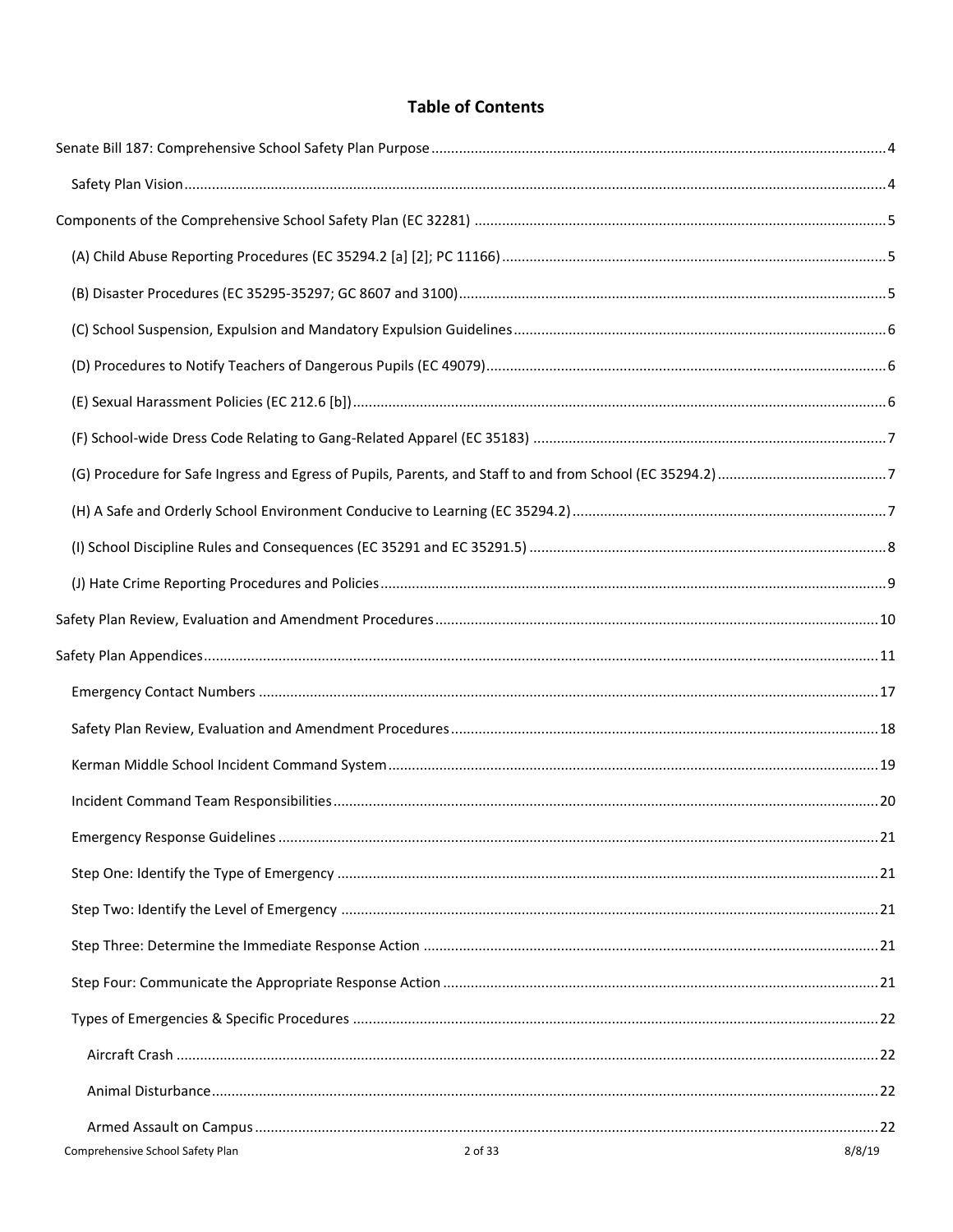## Table of Contents

- Senate Bill 187: Comprehensive School Safety Plan Purpose ..... 4
  - Safety Plan Vision ..... 4
- Components of the Comprehensive School Safety Plan (EC 32281) ..... 5
  - (A) Child Abuse Reporting Procedures (EC 35294.2 [a] [2]; PC 11166) ..... 5
  - (B) Disaster Procedures (EC 35295-35297; GC 8607 and 3100) ..... 5
  - (C) School Suspension, Expulsion and Mandatory Expulsion Guidelines ..... 6
  - (D) Procedures to Notify Teachers of Dangerous Pupils (EC 49079) ..... 6
  - (E) Sexual Harassment Policies (EC 212.6 [b]) ..... 6
  - (F) School-wide Dress Code Relating to Gang-Related Apparel (EC 35183) ..... 7
  - (G) Procedure for Safe Ingress and Egress of Pupils, Parents, and Staff to and from School (EC 35294.2) ..... 7
  - (H) A Safe and Orderly School Environment Conducive to Learning (EC 35294.2) ..... 7
  - (I) School Discipline Rules and Consequences (EC 35291 and EC 35291.5) ..... 8
  - (J) Hate Crime Reporting Procedures and Policies ..... 9
- Safety Plan Review, Evaluation and Amendment Procedures ..... 10
- Safety Plan Appendices ..... 11
  - Emergency Contact Numbers ..... 17
  - Safety Plan Review, Evaluation and Amendment Procedures ..... 18
  - Kerman Middle School Incident Command System ..... 19
  - Incident Command Team Responsibilities ..... 20
  - Emergency Response Guidelines ..... 21
  - Step One: Identify the Type of Emergency ..... 21
  - Step Two: Identify the Level of Emergency ..... 21
  - Step Three: Determine the Immediate Response Action ..... 21
  - Step Four: Communicate the Appropriate Response Action ..... 21
  - Types of Emergencies & Specific Procedures ..... 22
    - Aircraft Crash ..... 22
    - Animal Disturbance ..... 22
    - Armed Assault on Campus ..... 22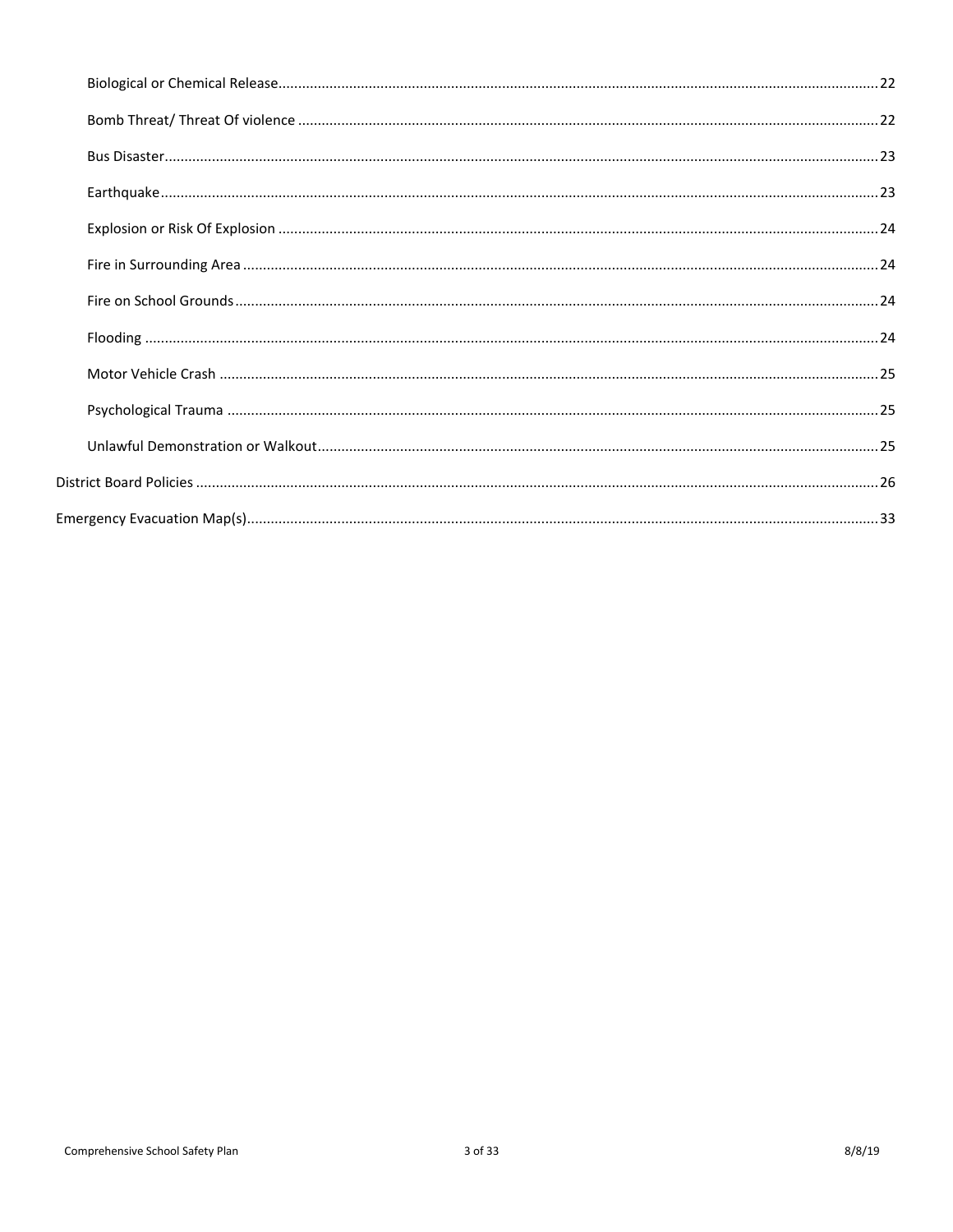- Biological or Chemical Release ....................................................................................... 22
- Bomb Threat/ Threat Of violence ....................................................................................... 22
- Bus Disaster ....................................................................................... 23
- Earthquake ....................................................................................... 23
- Explosion or Risk Of Explosion ....................................................................................... 24
- Fire in Surrounding Area ....................................................................................... 24
- Fire on School Grounds ....................................................................................... 24
- Flooding ....................................................................................... 24
- Motor Vehicle Crash ....................................................................................... 25
- Psychological Trauma ....................................................................................... 25
- Unlawful Demonstration or Walkout ....................................................................................... 25

District Board Policies ....................................................................................... 26

Emergency Evacuation Map(s) ....................................................................................... 33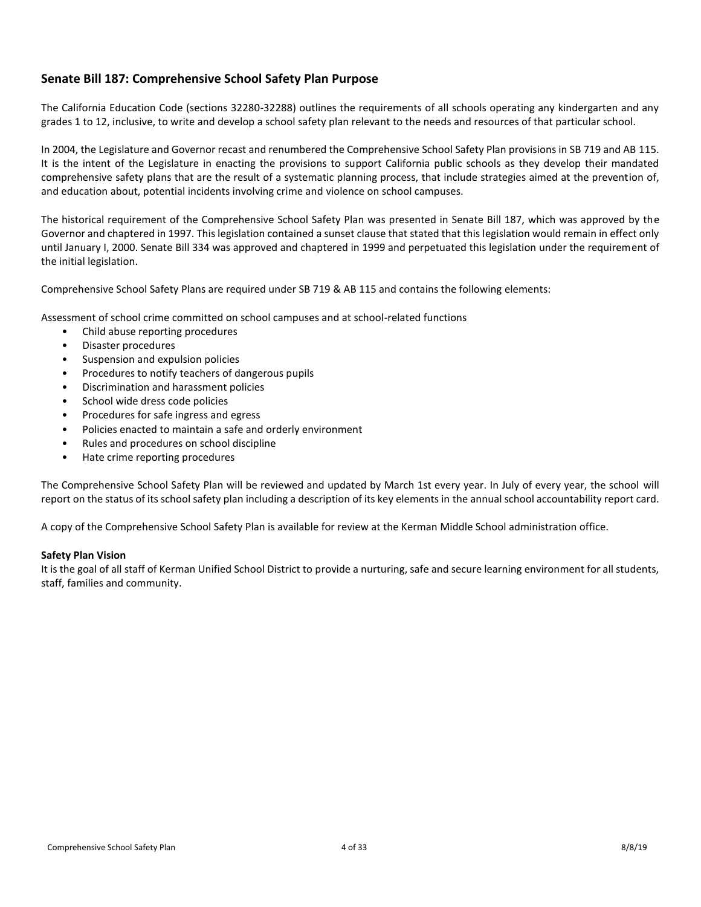## Senate Bill 187: Comprehensive School Safety Plan Purpose

The California Education Code (sections 32280-32288) outlines the requirements of all schools operating any kindergarten and any grades 1 to 12, inclusive, to write and develop a school safety plan relevant to the needs and resources of that particular school.

In 2004, the Legislature and Governor recast and renumbered the Comprehensive School Safety Plan provisions in SB 719 and AB 115. It is the intent of the Legislature in enacting the provisions to support California public schools as they develop their mandated comprehensive safety plans that are the result of a systematic planning process, that include strategies aimed at the prevention of, and education about, potential incidents involving crime and violence on school campuses.

The historical requirement of the Comprehensive School Safety Plan was presented in Senate Bill 187, which was approved by the Governor and chaptered in 1997. This legislation contained a sunset clause that stated that this legislation would remain in effect only until January I, 2000. Senate Bill 334 was approved and chaptered in 1999 and perpetuated this legislation under the requirement of the initial legislation.

Comprehensive School Safety Plans are required under SB 719 & AB 115 and contains the following elements:

Assessment of school crime committed on school campuses and at school-related functions

- Child abuse reporting procedures
- Disaster procedures
- Suspension and expulsion policies
- Procedures to notify teachers of dangerous pupils
- Discrimination and harassment policies
- School wide dress code policies
- Procedures for safe ingress and egress
- Policies enacted to maintain a safe and orderly environment
- Rules and procedures on school discipline
- Hate crime reporting procedures

The Comprehensive School Safety Plan will be reviewed and updated by March 1st every year. In July of every year, the school will report on the status of its school safety plan including a description of its key elements in the annual school accountability report card.

A copy of the Comprehensive School Safety Plan is available for review at the Kerman Middle School administration office.

**Safety Plan Vision**

It is the goal of all staff of Kerman Unified School District to provide a nurturing, safe and secure learning environment for all students, staff, families and community.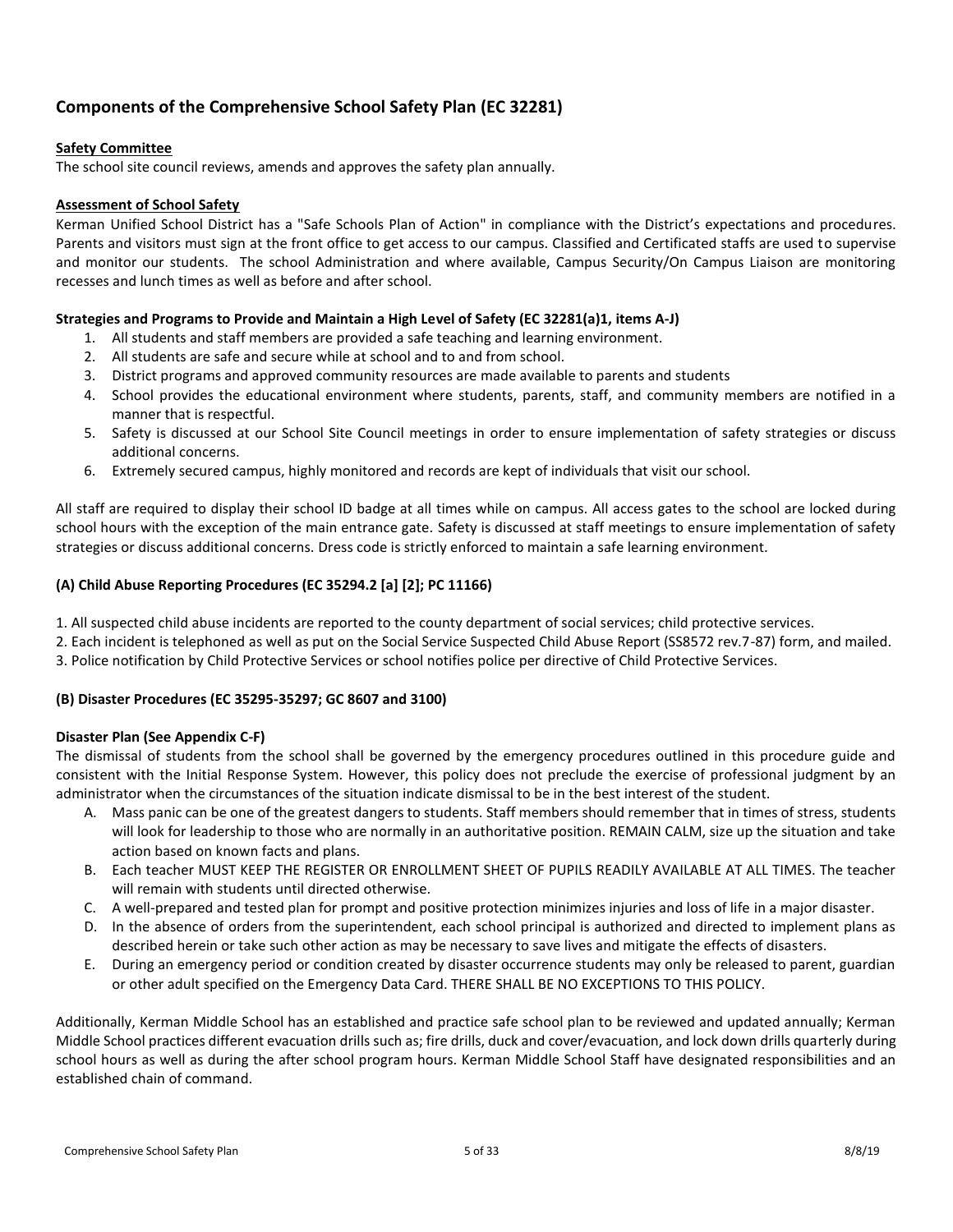## Components of the Comprehensive School Safety Plan (EC 32281)

**Safety Committee**

The school site council reviews, amends and approves the safety plan annually.

**Assessment of School Safety**

Kerman Unified School District has a "Safe Schools Plan of Action" in compliance with the District's expectations and procedures. Parents and visitors must sign at the front office to get access to our campus. Classified and Certificated staffs are used to supervise and monitor our students. The school Administration and where available, Campus Security/On Campus Liaison are monitoring recesses and lunch times as well as before and after school.

**Strategies and Programs to Provide and Maintain a High Level of Safety (EC 32281(a)1, items A-J)**

1. All students and staff members are provided a safe teaching and learning environment.
2. All students are safe and secure while at school and to and from school.
3. District programs and approved community resources are made available to parents and students
4. School provides the educational environment where students, parents, staff, and community members are notified in a manner that is respectful.
5. Safety is discussed at our School Site Council meetings in order to ensure implementation of safety strategies or discuss additional concerns.
6. Extremely secured campus, highly monitored and records are kept of individuals that visit our school.

All staff are required to display their school ID badge at all times while on campus. All access gates to the school are locked during school hours with the exception of the main entrance gate. Safety is discussed at staff meetings to ensure implementation of safety strategies or discuss additional concerns. Dress code is strictly enforced to maintain a safe learning environment.

### (A) Child Abuse Reporting Procedures (EC 35294.2 [a] [2]; PC 11166)

1. All suspected child abuse incidents are reported to the county department of social services; child protective services.
2. Each incident is telephoned as well as put on the Social Service Suspected Child Abuse Report (SS8572 rev.7-87) form, and mailed.
3. Police notification by Child Protective Services or school notifies police per directive of Child Protective Services.

### (B) Disaster Procedures (EC 35295-35297; GC 8607 and 3100)

**Disaster Plan (See Appendix C-F)**

The dismissal of students from the school shall be governed by the emergency procedures outlined in this procedure guide and consistent with the Initial Response System. However, this policy does not preclude the exercise of professional judgment by an administrator when the circumstances of the situation indicate dismissal to be in the best interest of the student.

A. Mass panic can be one of the greatest dangers to students. Staff members should remember that in times of stress, students will look for leadership to those who are normally in an authoritative position. REMAIN CALM, size up the situation and take action based on known facts and plans.

B. Each teacher MUST KEEP THE REGISTER OR ENROLLMENT SHEET OF PUPILS READILY AVAILABLE AT ALL TIMES. The teacher will remain with students until directed otherwise.

C. A well-prepared and tested plan for prompt and positive protection minimizes injuries and loss of life in a major disaster.

D. In the absence of orders from the superintendent, each school principal is authorized and directed to implement plans as described herein or take such other action as may be necessary to save lives and mitigate the effects of disasters.

E. During an emergency period or condition created by disaster occurrence students may only be released to parent, guardian or other adult specified on the Emergency Data Card. THERE SHALL BE NO EXCEPTIONS TO THIS POLICY.

Additionally, Kerman Middle School has an established and practice safe school plan to be reviewed and updated annually; Kerman Middle School practices different evacuation drills such as; fire drills, duck and cover/evacuation, and lock down drills quarterly during school hours as well as during the after school program hours. Kerman Middle School Staff have designated responsibilities and an established chain of command.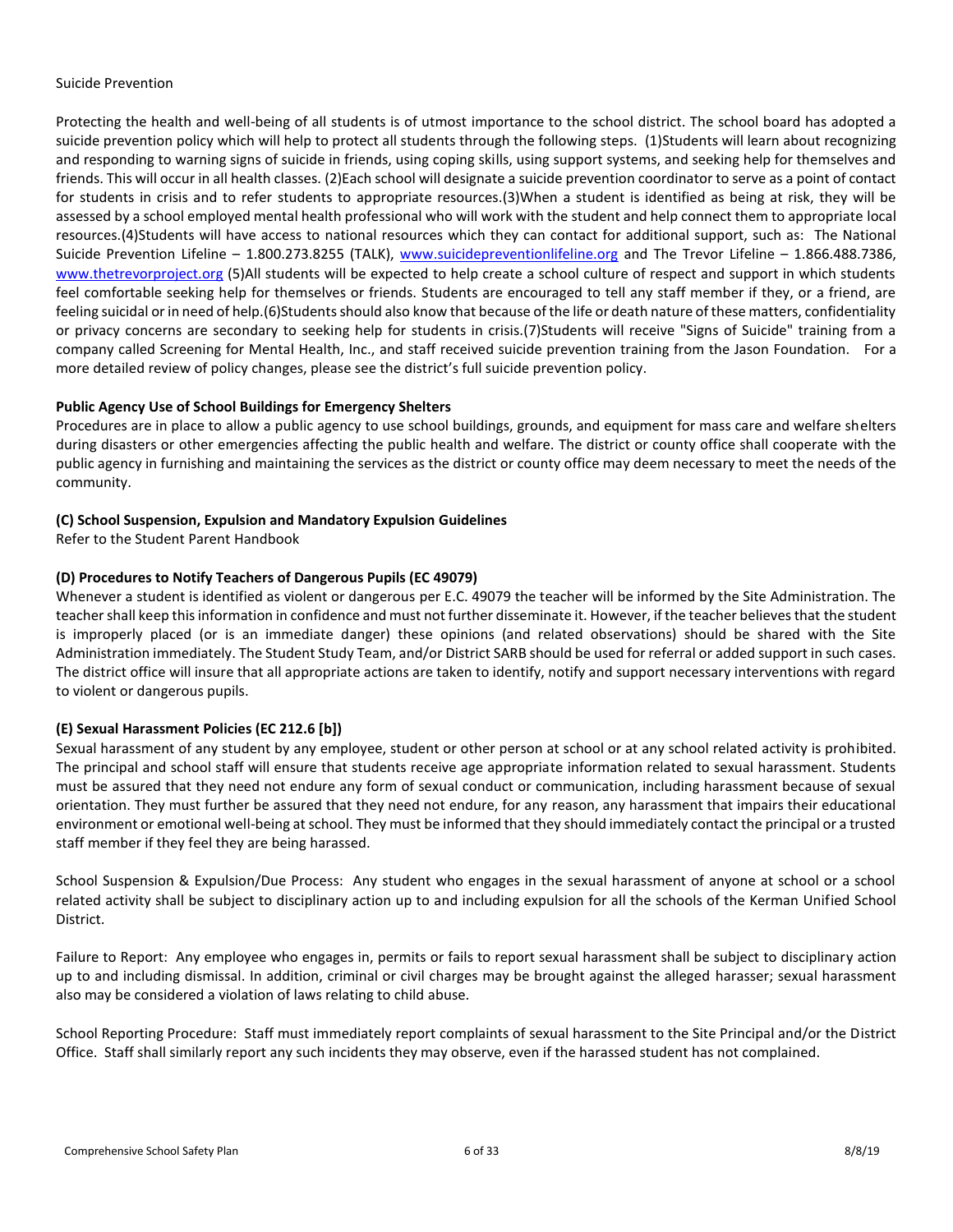Suicide Prevention

Protecting the health and well-being of all students is of utmost importance to the school district. The school board has adopted a suicide prevention policy which will help to protect all students through the following steps. (1)Students will learn about recognizing and responding to warning signs of suicide in friends, using coping skills, using support systems, and seeking help for themselves and friends. This will occur in all health classes. (2)Each school will designate a suicide prevention coordinator to serve as a point of contact for students in crisis and to refer students to appropriate resources.(3)When a student is identified as being at risk, they will be assessed by a school employed mental health professional who will work with the student and help connect them to appropriate local resources.(4)Students will have access to national resources which they can contact for additional support, such as: The National Suicide Prevention Lifeline – 1.800.273.8255 (TALK), [www.suicidepreventionlifeline.org](http://www.suicidepreventionlifeline.org) and The Trevor Lifeline – 1.866.488.7386, [www.thetrevorproject.org](http://www.thetrevorproject.org) (5)All students will be expected to help create a school culture of respect and support in which students feel comfortable seeking help for themselves or friends. Students are encouraged to tell any staff member if they, or a friend, are feeling suicidal or in need of help.(6)Students should also know that because of the life or death nature of these matters, confidentiality or privacy concerns are secondary to seeking help for students in crisis.(7)Students will receive "Signs of Suicide" training from a company called Screening for Mental Health, Inc., and staff received suicide prevention training from the Jason Foundation. For a more detailed review of policy changes, please see the district's full suicide prevention policy.

**Public Agency Use of School Buildings for Emergency Shelters**

Procedures are in place to allow a public agency to use school buildings, grounds, and equipment for mass care and welfare shelters during disasters or other emergencies affecting the public health and welfare. The district or county office shall cooperate with the public agency in furnishing and maintaining the services as the district or county office may deem necessary to meet the needs of the community.

**(C) School Suspension, Expulsion and Mandatory Expulsion Guidelines**

Refer to the Student Parent Handbook

**(D) Procedures to Notify Teachers of Dangerous Pupils (EC 49079)**

Whenever a student is identified as violent or dangerous per E.C. 49079 the teacher will be informed by the Site Administration. The teacher shall keep this information in confidence and must not further disseminate it. However, if the teacher believes that the student is improperly placed (or is an immediate danger) these opinions (and related observations) should be shared with the Site Administration immediately. The Student Study Team, and/or District SARB should be used for referral or added support in such cases. The district office will insure that all appropriate actions are taken to identify, notify and support necessary interventions with regard to violent or dangerous pupils.

**(E) Sexual Harassment Policies (EC 212.6 [b])**

Sexual harassment of any student by any employee, student or other person at school or at any school related activity is prohibited. The principal and school staff will ensure that students receive age appropriate information related to sexual harassment. Students must be assured that they need not endure any form of sexual conduct or communication, including harassment because of sexual orientation. They must further be assured that they need not endure, for any reason, any harassment that impairs their educational environment or emotional well-being at school. They must be informed that they should immediately contact the principal or a trusted staff member if they feel they are being harassed.

School Suspension & Expulsion/Due Process: Any student who engages in the sexual harassment of anyone at school or a school related activity shall be subject to disciplinary action up to and including expulsion for all the schools of the Kerman Unified School District.

Failure to Report: Any employee who engages in, permits or fails to report sexual harassment shall be subject to disciplinary action up to and including dismissal. In addition, criminal or civil charges may be brought against the alleged harasser; sexual harassment also may be considered a violation of laws relating to child abuse.

School Reporting Procedure: Staff must immediately report complaints of sexual harassment to the Site Principal and/or the District Office. Staff shall similarly report any such incidents they may observe, even if the harassed student has not complained.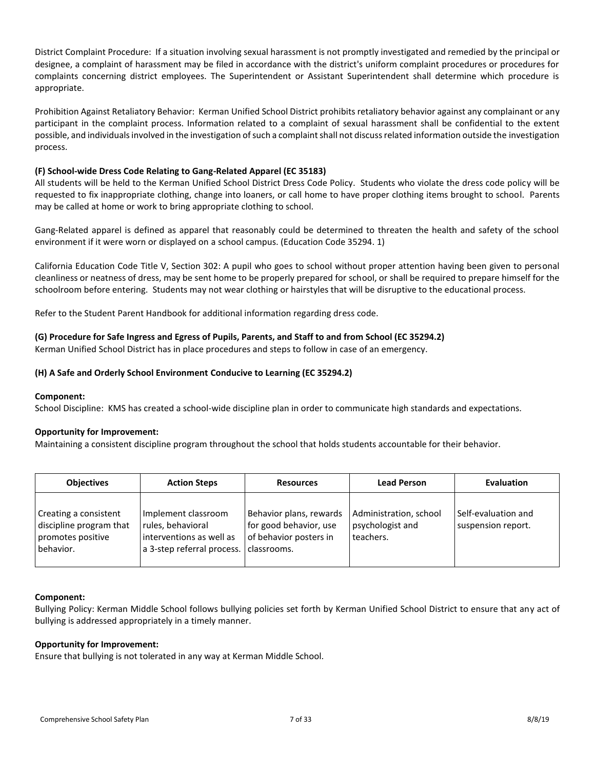District Complaint Procedure: If a situation involving sexual harassment is not promptly investigated and remedied by the principal or designee, a complaint of harassment may be filed in accordance with the district's uniform complaint procedures or procedures for complaints concerning district employees. The Superintendent or Assistant Superintendent shall determine which procedure is appropriate.

Prohibition Against Retaliatory Behavior: Kerman Unified School District prohibits retaliatory behavior against any complainant or any participant in the complaint process. Information related to a complaint of sexual harassment shall be confidential to the extent possible, and individuals involved in the investigation of such a complaint shall not discuss related information outside the investigation process.

### (F) School-wide Dress Code Relating to Gang-Related Apparel (EC 35183)

All students will be held to the Kerman Unified School District Dress Code Policy. Students who violate the dress code policy will be requested to fix inappropriate clothing, change into loaners, or call home to have proper clothing items brought to school. Parents may be called at home or work to bring appropriate clothing to school.

Gang-Related apparel is defined as apparel that reasonably could be determined to threaten the health and safety of the school environment if it were worn or displayed on a school campus. (Education Code 35294. 1)

California Education Code Title V, Section 302: A pupil who goes to school without proper attention having been given to personal cleanliness or neatness of dress, may be sent home to be properly prepared for school, or shall be required to prepare himself for the schoolroom before entering. Students may not wear clothing or hairstyles that will be disruptive to the educational process.

Refer to the Student Parent Handbook for additional information regarding dress code.

### (G) Procedure for Safe Ingress and Egress of Pupils, Parents, and Staff to and from School (EC 35294.2)

Kerman Unified School District has in place procedures and steps to follow in case of an emergency.

### (H) A Safe and Orderly School Environment Conducive to Learning (EC 35294.2)

**Component:**

School Discipline: KMS has created a school-wide discipline plan in order to communicate high standards and expectations.

**Opportunity for Improvement:**

Maintaining a consistent discipline program throughout the school that holds students accountable for their behavior.

| Objectives | Action Steps | Resources | Lead Person | Evaluation |
|---|---|---|---|---|
| Creating a consistent discipline program that promotes positive behavior. | Implement classroom rules, behavioral interventions as well as a 3-step referral process. | Behavior plans, rewards for good behavior, use of behavior posters in classrooms. | Administration, school psychologist and teachers. | Self-evaluation and suspension report. |

**Component:**

Bullying Policy: Kerman Middle School follows bullying policies set forth by Kerman Unified School District to ensure that any act of bullying is addressed appropriately in a timely manner.

**Opportunity for Improvement:**

Ensure that bullying is not tolerated in any way at Kerman Middle School.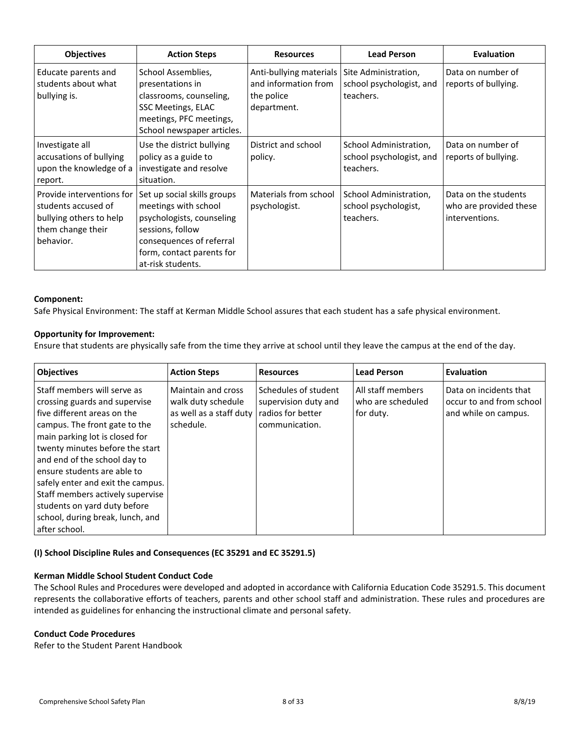| Objectives | Action Steps | Resources | Lead Person | Evaluation |
|---|---|---|---|---|
| Educate parents and students about what bullying is. | School Assemblies, presentations in classrooms, counseling, SSC Meetings, ELAC meetings, PFC meetings, School newspaper articles. | Anti-bullying materials and information from the police department. | Site Administration, school psychologist, and teachers. | Data on number of reports of bullying. |
| Investigate all accusations of bullying upon the knowledge of a report. | Use the district bullying policy as a guide to investigate and resolve situation. | District and school policy. | School Administration, school psychologist, and teachers. | Data on number of reports of bullying. |
| Provide interventions for students accused of bullying others to help them change their behavior. | Set up social skills groups meetings with school psychologists, counseling sessions, follow consequences of referral form, contact parents for at-risk students. | Materials from school psychologist. | School Administration, school psychologist, teachers. | Data on the students who are provided these interventions. |

**Component:**

Safe Physical Environment: The staff at Kerman Middle School assures that each student has a safe physical environment.

**Opportunity for Improvement:**

Ensure that students are physically safe from the time they arrive at school until they leave the campus at the end of the day.

| Objectives | Action Steps | Resources | Lead Person | Evaluation |
|---|---|---|---|---|
| Staff members will serve as crossing guards and supervise five different areas on the campus. The front gate to the main parking lot is closed for twenty minutes before the start and end of the school day to ensure students are able to safely enter and exit the campus. Staff members actively supervise students on yard duty before school, during break, lunch, and after school. | Maintain and cross walk duty schedule as well as a staff duty schedule. | Schedules of student supervision duty and radios for better communication. | All staff members who are scheduled for duty. | Data on incidents that occur to and from school and while on campus. |

**(I) School Discipline Rules and Consequences (EC 35291 and EC 35291.5)**

**Kerman Middle School Student Conduct Code**

The School Rules and Procedures were developed and adopted in accordance with California Education Code 35291.5. This document represents the collaborative efforts of teachers, parents and other school staff and administration. These rules and procedures are intended as guidelines for enhancing the instructional climate and personal safety.

**Conduct Code Procedures**

Refer to the Student Parent Handbook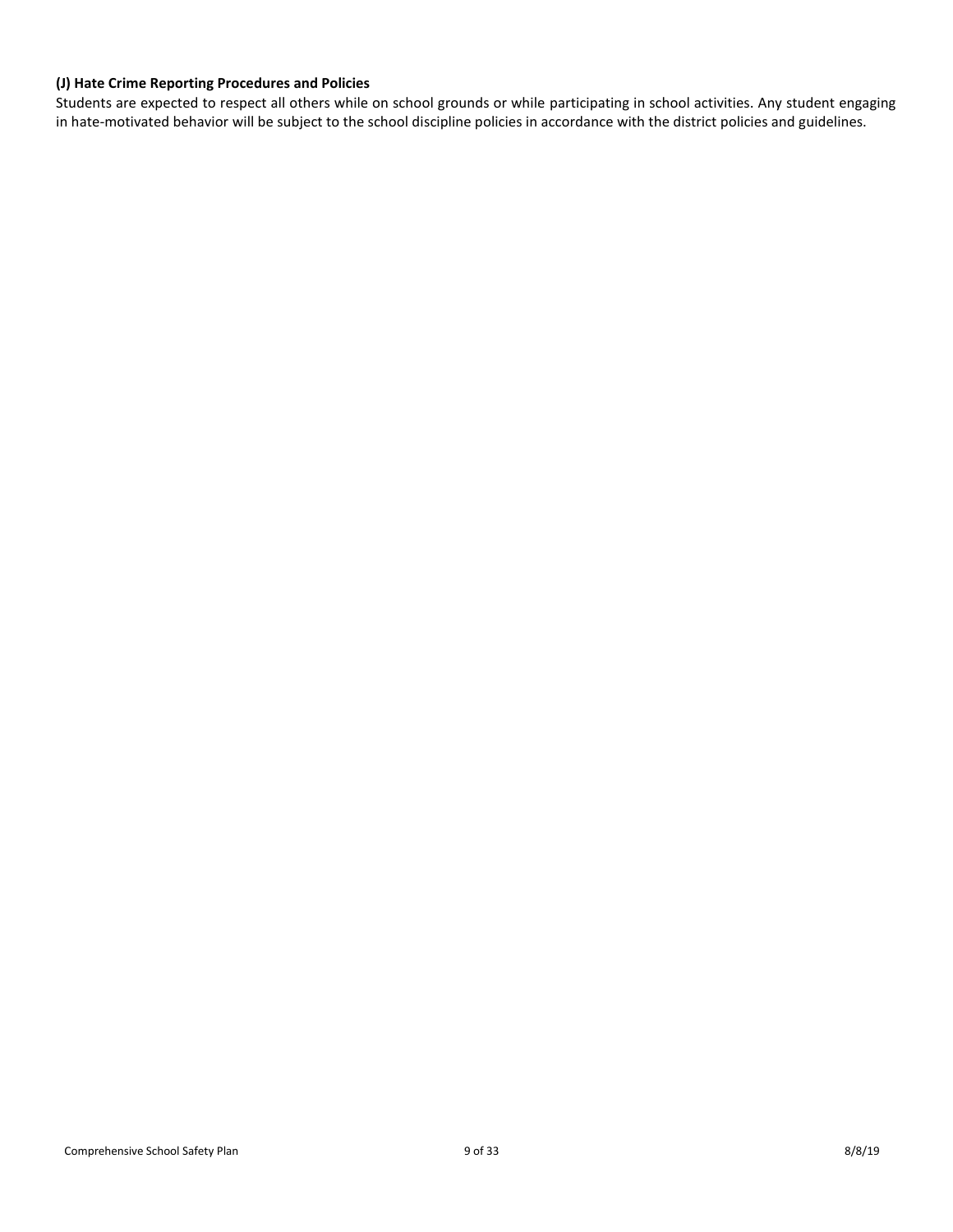**(J) Hate Crime Reporting Procedures and Policies**

Students are expected to respect all others while on school grounds or while participating in school activities. Any student engaging in hate-motivated behavior will be subject to the school discipline policies in accordance with the district policies and guidelines.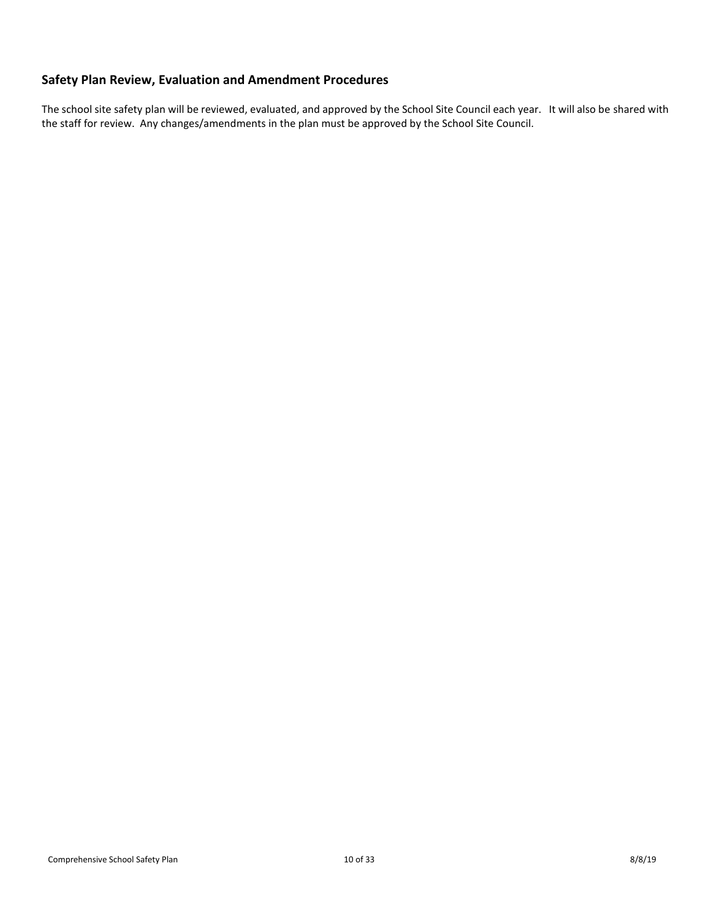## Safety Plan Review, Evaluation and Amendment Procedures

The school site safety plan will be reviewed, evaluated, and approved by the School Site Council each year. It will also be shared with the staff for review. Any changes/amendments in the plan must be approved by the School Site Council.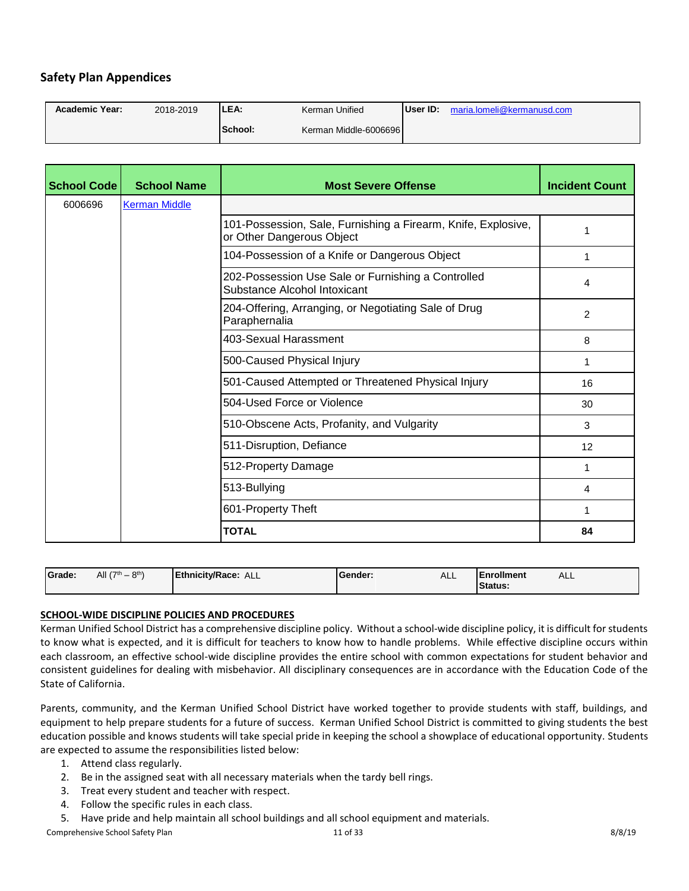## Safety Plan Appendices

| Academic Year: | 2018-2019 | LEA: | Kerman Unified | User ID: | maria.lomeli@kermanusd.com |
|---|---|---|---|---|---|
| | | School: | Kerman Middle-6006696 | | |

| School Code | School Name | Most Severe Offense | Incident Count |
|---|---|---|---|
| 6006696 | Kerman Middle | | |
| | | 101-Possession, Sale, Furnishing a Firearm, Knife, Explosive, or Other Dangerous Object | 1 |
| | | 104-Possession of a Knife or Dangerous Object | 1 |
| | | 202-Possession Use Sale or Furnishing a Controlled Substance Alcohol Intoxicant | 4 |
| | | 204-Offering, Arranging, or Negotiating Sale of Drug Paraphernalia | 2 |
| | | 403-Sexual Harassment | 8 |
| | | 500-Caused Physical Injury | 1 |
| | | 501-Caused Attempted or Threatened Physical Injury | 16 |
| | | 504-Used Force or Violence | 30 |
| | | 510-Obscene Acts, Profanity, and Vulgarity | 3 |
| | | 511-Disruption, Defiance | 12 |
| | | 512-Property Damage | 1 |
| | | 513-Bullying | 4 |
| | | 601-Property Theft | 1 |
| | | **TOTAL** | **84** |

| Grade: | All (7th – 8th) | Ethnicity/Race: ALL | Gender: | ALL | Enrollment Status: | ALL |
|---|---|---|---|---|---|---|

**SCHOOL-WIDE DISCIPLINE POLICIES AND PROCEDURES**

Kerman Unified School District has a comprehensive discipline policy. Without a school-wide discipline policy, it is difficult for students to know what is expected, and it is difficult for teachers to know how to handle problems. While effective discipline occurs within each classroom, an effective school-wide discipline provides the entire school with common expectations for student behavior and consistent guidelines for dealing with misbehavior. All disciplinary consequences are in accordance with the Education Code of the State of California.

Parents, community, and the Kerman Unified School District have worked together to provide students with staff, buildings, and equipment to help prepare students for a future of success. Kerman Unified School District is committed to giving students the best education possible and knows students will take special pride in keeping the school a showplace of educational opportunity. Students are expected to assume the responsibilities listed below:

1. Attend class regularly.
2. Be in the assigned seat with all necessary materials when the tardy bell rings.
3. Treat every student and teacher with respect.
4. Follow the specific rules in each class.
5. Have pride and help maintain all school buildings and all school equipment and materials.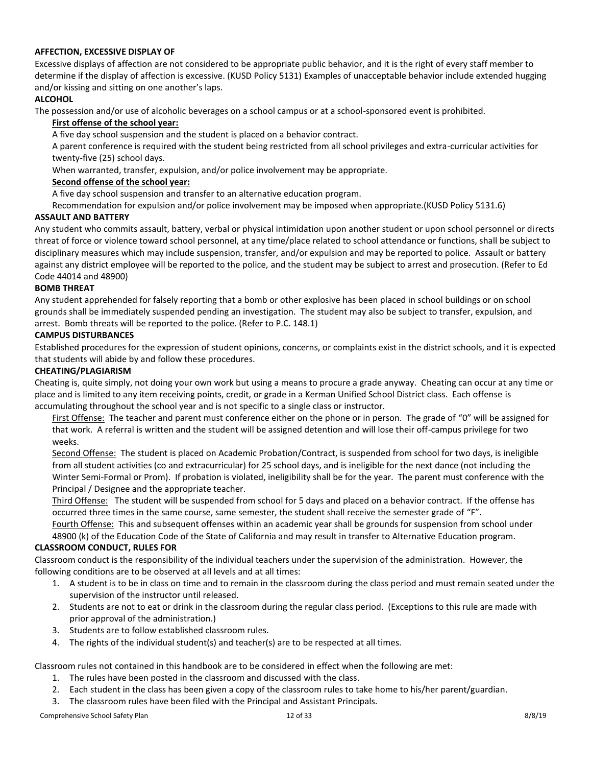**AFFECTION, EXCESSIVE DISPLAY OF**

Excessive displays of affection are not considered to be appropriate public behavior, and it is the right of every staff member to determine if the display of affection is excessive. (KUSD Policy 5131) Examples of unacceptable behavior include extended hugging and/or kissing and sitting on one another's laps.

**ALCOHOL**

The possession and/or use of alcoholic beverages on a school campus or at a school-sponsored event is prohibited.

**First offense of the school year:**

A five day school suspension and the student is placed on a behavior contract.

A parent conference is required with the student being restricted from all school privileges and extra-curricular activities for twenty-five (25) school days.

When warranted, transfer, expulsion, and/or police involvement may be appropriate.

**Second offense of the school year:**

A five day school suspension and transfer to an alternative education program.

Recommendation for expulsion and/or police involvement may be imposed when appropriate.(KUSD Policy 5131.6)

**ASSAULT AND BATTERY**

Any student who commits assault, battery, verbal or physical intimidation upon another student or upon school personnel or directs threat of force or violence toward school personnel, at any time/place related to school attendance or functions, shall be subject to disciplinary measures which may include suspension, transfer, and/or expulsion and may be reported to police. Assault or battery against any district employee will be reported to the police, and the student may be subject to arrest and prosecution. (Refer to Ed Code 44014 and 48900)

**BOMB THREAT**

Any student apprehended for falsely reporting that a bomb or other explosive has been placed in school buildings or on school grounds shall be immediately suspended pending an investigation. The student may also be subject to transfer, expulsion, and arrest. Bomb threats will be reported to the police. (Refer to P.C. 148.1)

**CAMPUS DISTURBANCES**

Established procedures for the expression of student opinions, concerns, or complaints exist in the district schools, and it is expected that students will abide by and follow these procedures.

**CHEATING/PLAGIARISM**

Cheating is, quite simply, not doing your own work but using a means to procure a grade anyway. Cheating can occur at any time or place and is limited to any item receiving points, credit, or grade in a Kerman Unified School District class. Each offense is accumulating throughout the school year and is not specific to a single class or instructor.

First Offense: The teacher and parent must conference either on the phone or in person. The grade of "0" will be assigned for that work. A referral is written and the student will be assigned detention and will lose their off-campus privilege for two weeks.

Second Offense: The student is placed on Academic Probation/Contract, is suspended from school for two days, is ineligible from all student activities (co and extracurricular) for 25 school days, and is ineligible for the next dance (not including the Winter Semi-Formal or Prom). If probation is violated, ineligibility shall be for the year. The parent must conference with the Principal / Designee and the appropriate teacher.

Third Offense: The student will be suspended from school for 5 days and placed on a behavior contract. If the offense has occurred three times in the same course, same semester, the student shall receive the semester grade of "F".

Fourth Offense: This and subsequent offenses within an academic year shall be grounds for suspension from school under 48900 (k) of the Education Code of the State of California and may result in transfer to Alternative Education program.

**CLASSROOM CONDUCT, RULES FOR**

Classroom conduct is the responsibility of the individual teachers under the supervision of the administration. However, the following conditions are to be observed at all levels and at all times:

1. A student is to be in class on time and to remain in the classroom during the class period and must remain seated under the supervision of the instructor until released.
2. Students are not to eat or drink in the classroom during the regular class period. (Exceptions to this rule are made with prior approval of the administration.)
3. Students are to follow established classroom rules.
4. The rights of the individual student(s) and teacher(s) are to be respected at all times.

Classroom rules not contained in this handbook are to be considered in effect when the following are met:

1. The rules have been posted in the classroom and discussed with the class.
2. Each student in the class has been given a copy of the classroom rules to take home to his/her parent/guardian.
3. The classroom rules have been filed with the Principal and Assistant Principals.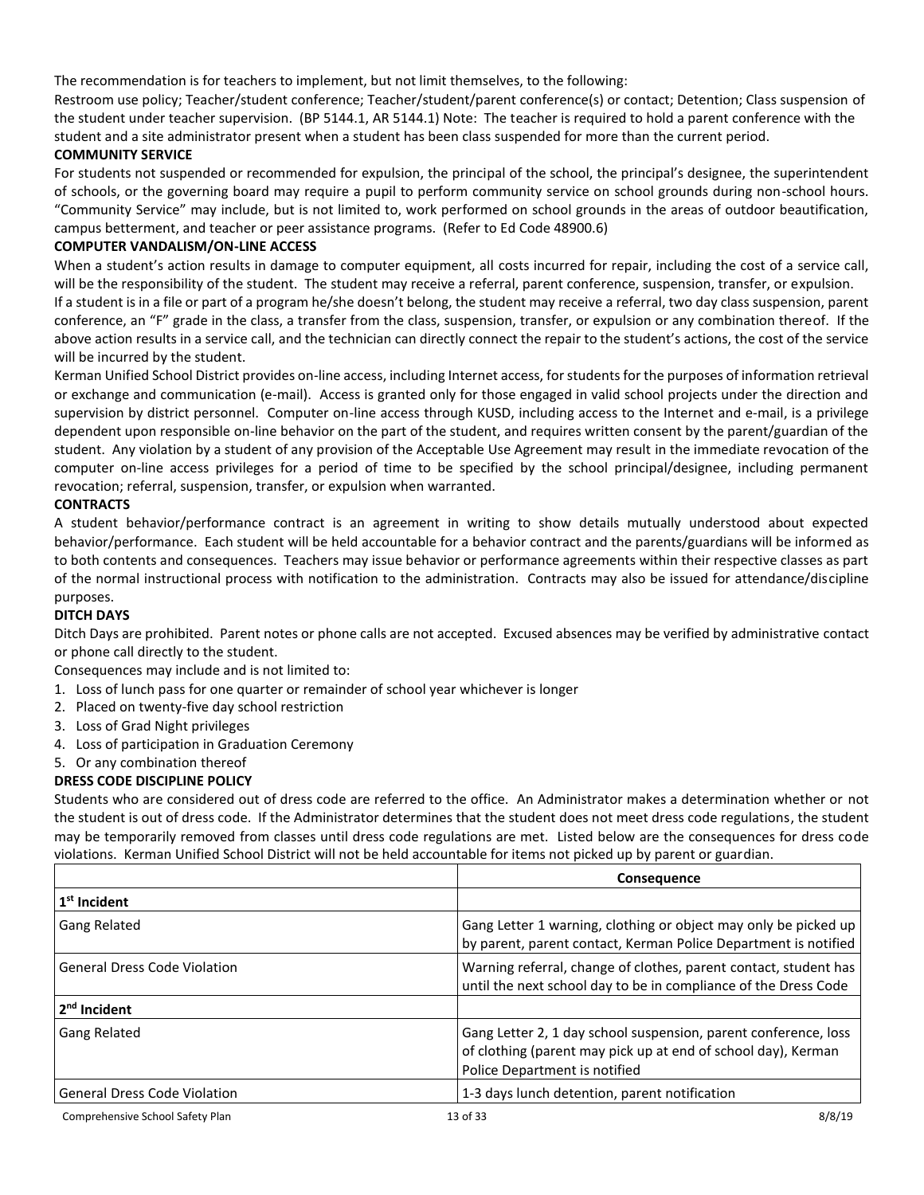The recommendation is for teachers to implement, but not limit themselves, to the following:

Restroom use policy; Teacher/student conference; Teacher/student/parent conference(s) or contact; Detention; Class suspension of the student under teacher supervision. (BP 5144.1, AR 5144.1) Note: The teacher is required to hold a parent conference with the student and a site administrator present when a student has been class suspended for more than the current period.

**COMMUNITY SERVICE**

For students not suspended or recommended for expulsion, the principal of the school, the principal's designee, the superintendent of schools, or the governing board may require a pupil to perform community service on school grounds during non-school hours. "Community Service" may include, but is not limited to, work performed on school grounds in the areas of outdoor beautification, campus betterment, and teacher or peer assistance programs. (Refer to Ed Code 48900.6)

**COMPUTER VANDALISM/ON-LINE ACCESS**

When a student's action results in damage to computer equipment, all costs incurred for repair, including the cost of a service call, will be the responsibility of the student. The student may receive a referral, parent conference, suspension, transfer, or expulsion.

If a student is in a file or part of a program he/she doesn't belong, the student may receive a referral, two day class suspension, parent conference, an "F" grade in the class, a transfer from the class, suspension, transfer, or expulsion or any combination thereof. If the above action results in a service call, and the technician can directly connect the repair to the student's actions, the cost of the service will be incurred by the student.

Kerman Unified School District provides on-line access, including Internet access, for students for the purposes of information retrieval or exchange and communication (e-mail). Access is granted only for those engaged in valid school projects under the direction and supervision by district personnel. Computer on-line access through KUSD, including access to the Internet and e-mail, is a privilege dependent upon responsible on-line behavior on the part of the student, and requires written consent by the parent/guardian of the student. Any violation by a student of any provision of the Acceptable Use Agreement may result in the immediate revocation of the computer on-line access privileges for a period of time to be specified by the school principal/designee, including permanent revocation; referral, suspension, transfer, or expulsion when warranted.

**CONTRACTS**

A student behavior/performance contract is an agreement in writing to show details mutually understood about expected behavior/performance. Each student will be held accountable for a behavior contract and the parents/guardians will be informed as to both contents and consequences. Teachers may issue behavior or performance agreements within their respective classes as part of the normal instructional process with notification to the administration. Contracts may also be issued for attendance/discipline purposes.

**DITCH DAYS**

Ditch Days are prohibited. Parent notes or phone calls are not accepted. Excused absences may be verified by administrative contact or phone call directly to the student.

Consequences may include and is not limited to:

1. Loss of lunch pass for one quarter or remainder of school year whichever is longer
2. Placed on twenty-five day school restriction
3. Loss of Grad Night privileges
4. Loss of participation in Graduation Ceremony
5. Or any combination thereof

**DRESS CODE DISCIPLINE POLICY**

Students who are considered out of dress code are referred to the office. An Administrator makes a determination whether or not the student is out of dress code. If the Administrator determines that the student does not meet dress code regulations, the student may be temporarily removed from classes until dress code regulations are met. Listed below are the consequences for dress code violations. Kerman Unified School District will not be held accountable for items not picked up by parent or guardian.

| | **Consequence** |
|---|---|
| **1st Incident** | |
| Gang Related | Gang Letter 1 warning, clothing or object may only be picked up by parent, parent contact, Kerman Police Department is notified |
| General Dress Code Violation | Warning referral, change of clothes, parent contact, student has until the next school day to be in compliance of the Dress Code |
| **2nd Incident** | |
| Gang Related | Gang Letter 2, 1 day school suspension, parent conference, loss of clothing (parent may pick up at end of school day), Kerman Police Department is notified |
| General Dress Code Violation | 1-3 days lunch detention, parent notification |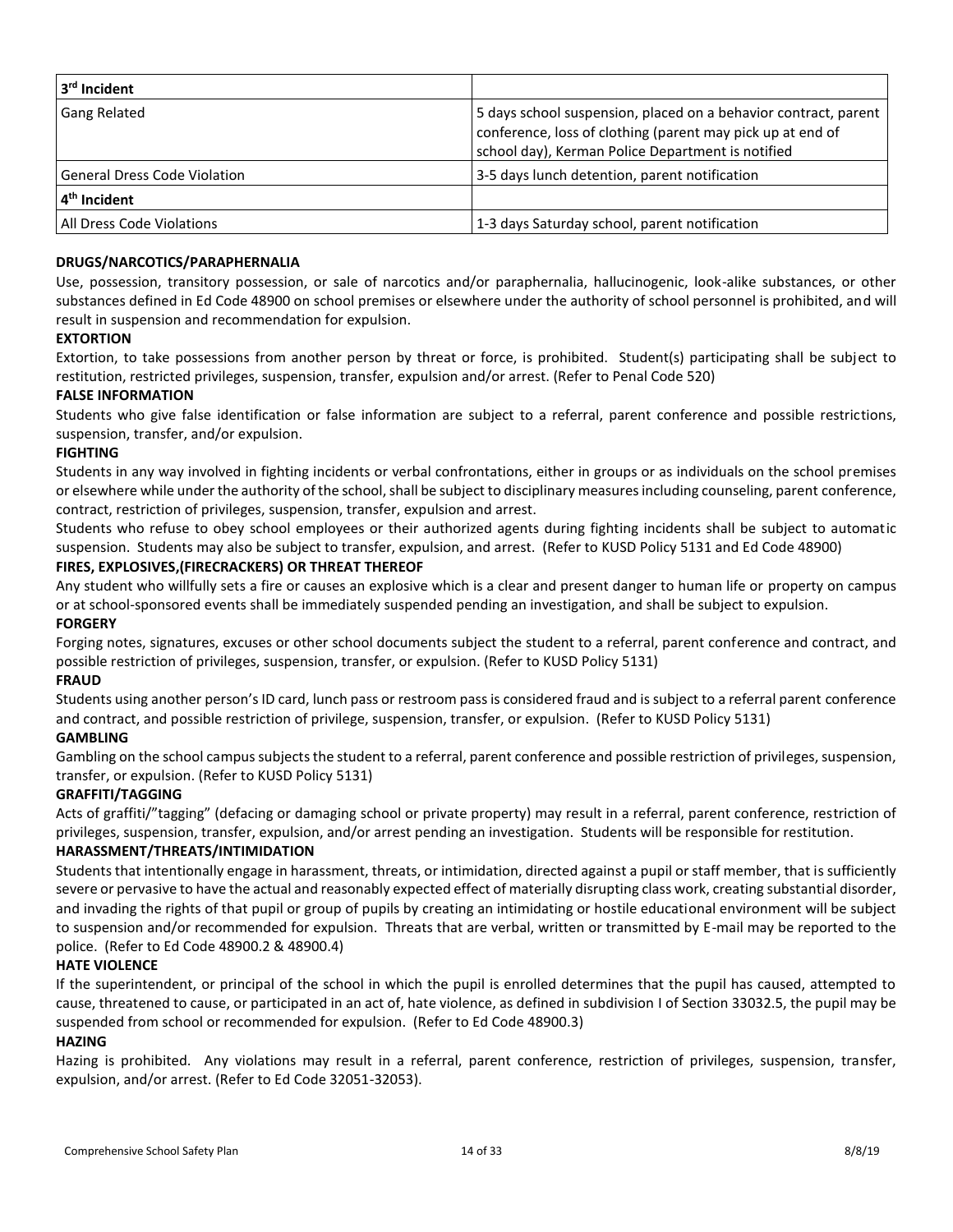| 3rd Incident | |
|---|---|
| Gang Related | 5 days school suspension, placed on a behavior contract, parent conference, loss of clothing (parent may pick up at end of school day), Kerman Police Department is notified |
| General Dress Code Violation | 3-5 days lunch detention, parent notification |
| **4th Incident** | |
| All Dress Code Violations | 1-3 days Saturday school, parent notification |

**DRUGS/NARCOTICS/PARAPHERNALIA**

Use, possession, transitory possession, or sale of narcotics and/or paraphernalia, hallucinogenic, look-alike substances, or other substances defined in Ed Code 48900 on school premises or elsewhere under the authority of school personnel is prohibited, and will result in suspension and recommendation for expulsion.

**EXTORTION**

Extortion, to take possessions from another person by threat or force, is prohibited. Student(s) participating shall be subject to restitution, restricted privileges, suspension, transfer, expulsion and/or arrest. (Refer to Penal Code 520)

**FALSE INFORMATION**

Students who give false identification or false information are subject to a referral, parent conference and possible restrictions, suspension, transfer, and/or expulsion.

**FIGHTING**

Students in any way involved in fighting incidents or verbal confrontations, either in groups or as individuals on the school premises or elsewhere while under the authority of the school, shall be subject to disciplinary measures including counseling, parent conference, contract, restriction of privileges, suspension, transfer, expulsion and arrest.

Students who refuse to obey school employees or their authorized agents during fighting incidents shall be subject to automatic suspension. Students may also be subject to transfer, expulsion, and arrest. (Refer to KUSD Policy 5131 and Ed Code 48900)

**FIRES, EXPLOSIVES,(FIRECRACKERS) OR THREAT THEREOF**

Any student who willfully sets a fire or causes an explosive which is a clear and present danger to human life or property on campus or at school-sponsored events shall be immediately suspended pending an investigation, and shall be subject to expulsion.

**FORGERY**

Forging notes, signatures, excuses or other school documents subject the student to a referral, parent conference and contract, and possible restriction of privileges, suspension, transfer, or expulsion. (Refer to KUSD Policy 5131)

**FRAUD**

Students using another person's ID card, lunch pass or restroom pass is considered fraud and is subject to a referral parent conference and contract, and possible restriction of privilege, suspension, transfer, or expulsion. (Refer to KUSD Policy 5131)

**GAMBLING**

Gambling on the school campus subjects the student to a referral, parent conference and possible restriction of privileges, suspension, transfer, or expulsion. (Refer to KUSD Policy 5131)

**GRAFFITI/TAGGING**

Acts of graffiti/"tagging" (defacing or damaging school or private property) may result in a referral, parent conference, restriction of privileges, suspension, transfer, expulsion, and/or arrest pending an investigation. Students will be responsible for restitution.

**HARASSMENT/THREATS/INTIMIDATION**

Students that intentionally engage in harassment, threats, or intimidation, directed against a pupil or staff member, that is sufficiently severe or pervasive to have the actual and reasonably expected effect of materially disrupting class work, creating substantial disorder, and invading the rights of that pupil or group of pupils by creating an intimidating or hostile educational environment will be subject to suspension and/or recommended for expulsion. Threats that are verbal, written or transmitted by E-mail may be reported to the police. (Refer to Ed Code 48900.2 & 48900.4)

**HATE VIOLENCE**

If the superintendent, or principal of the school in which the pupil is enrolled determines that the pupil has caused, attempted to cause, threatened to cause, or participated in an act of, hate violence, as defined in subdivision I of Section 33032.5, the pupil may be suspended from school or recommended for expulsion. (Refer to Ed Code 48900.3)

**HAZING**

Hazing is prohibited. Any violations may result in a referral, parent conference, restriction of privileges, suspension, transfer, expulsion, and/or arrest. (Refer to Ed Code 32051-32053).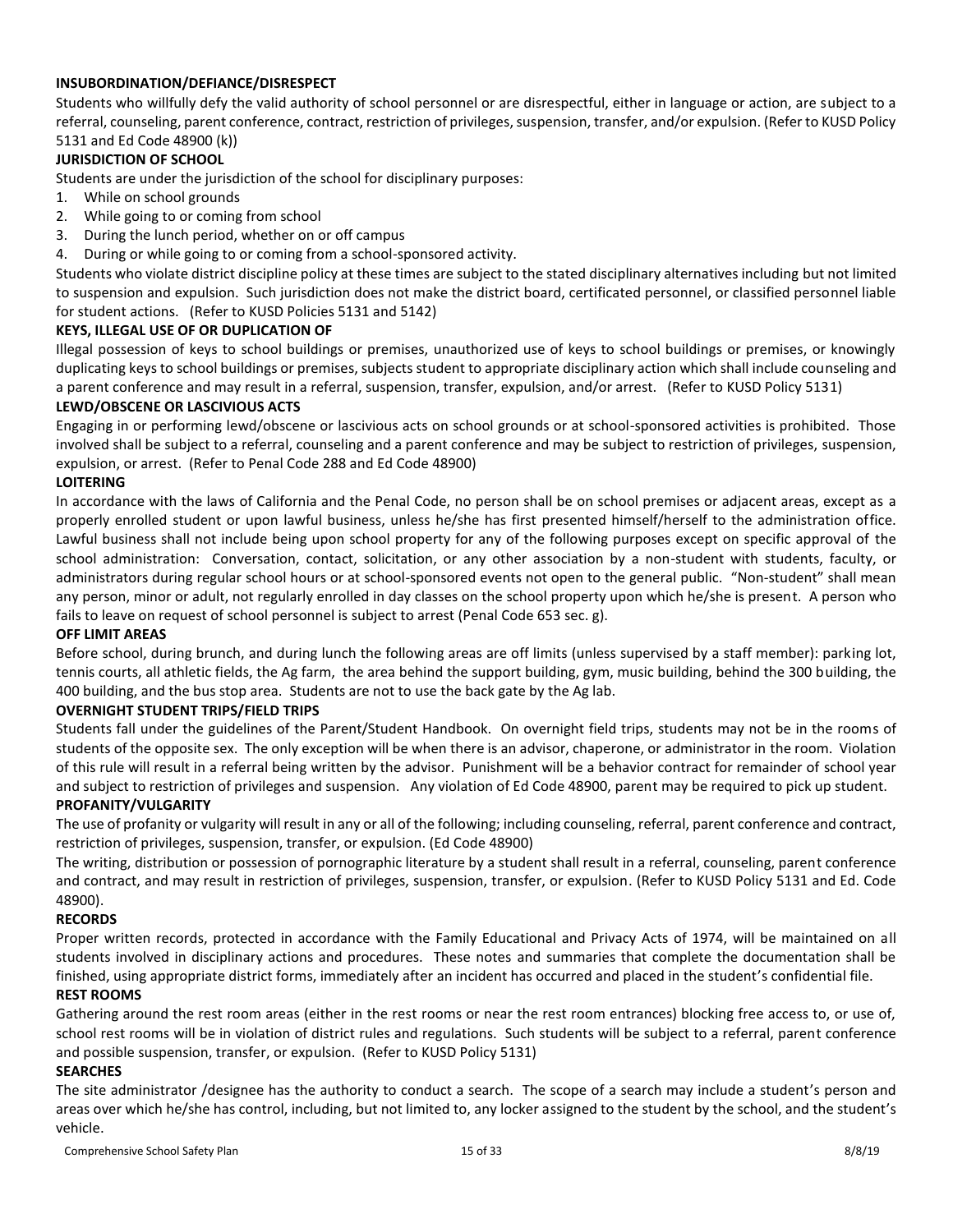**INSUBORDINATION/DEFIANCE/DISRESPECT**

Students who willfully defy the valid authority of school personnel or are disrespectful, either in language or action, are subject to a referral, counseling, parent conference, contract, restriction of privileges, suspension, transfer, and/or expulsion. (Refer to KUSD Policy 5131 and Ed Code 48900 (k))

**JURISDICTION OF SCHOOL**

Students are under the jurisdiction of the school for disciplinary purposes:

1. While on school grounds
2. While going to or coming from school
3. During the lunch period, whether on or off campus
4. During or while going to or coming from a school-sponsored activity.

Students who violate district discipline policy at these times are subject to the stated disciplinary alternatives including but not limited to suspension and expulsion. Such jurisdiction does not make the district board, certificated personnel, or classified personnel liable for student actions. (Refer to KUSD Policies 5131 and 5142)

**KEYS, ILLEGAL USE OF OR DUPLICATION OF**

Illegal possession of keys to school buildings or premises, unauthorized use of keys to school buildings or premises, or knowingly duplicating keys to school buildings or premises, subjects student to appropriate disciplinary action which shall include counseling and a parent conference and may result in a referral, suspension, transfer, expulsion, and/or arrest. (Refer to KUSD Policy 5131)

**LEWD/OBSCENE OR LASCIVIOUS ACTS**

Engaging in or performing lewd/obscene or lascivious acts on school grounds or at school-sponsored activities is prohibited. Those involved shall be subject to a referral, counseling and a parent conference and may be subject to restriction of privileges, suspension, expulsion, or arrest. (Refer to Penal Code 288 and Ed Code 48900)

**LOITERING**

In accordance with the laws of California and the Penal Code, no person shall be on school premises or adjacent areas, except as a properly enrolled student or upon lawful business, unless he/she has first presented himself/herself to the administration office. Lawful business shall not include being upon school property for any of the following purposes except on specific approval of the school administration: Conversation, contact, solicitation, or any other association by a non-student with students, faculty, or administrators during regular school hours or at school-sponsored events not open to the general public. "Non-student" shall mean any person, minor or adult, not regularly enrolled in day classes on the school property upon which he/she is present. A person who fails to leave on request of school personnel is subject to arrest (Penal Code 653 sec. g).

**OFF LIMIT AREAS**

Before school, during brunch, and during lunch the following areas are off limits (unless supervised by a staff member): parking lot, tennis courts, all athletic fields, the Ag farm, the area behind the support building, gym, music building, behind the 300 building, the 400 building, and the bus stop area. Students are not to use the back gate by the Ag lab.

**OVERNIGHT STUDENT TRIPS/FIELD TRIPS**

Students fall under the guidelines of the Parent/Student Handbook. On overnight field trips, students may not be in the rooms of students of the opposite sex. The only exception will be when there is an advisor, chaperone, or administrator in the room. Violation of this rule will result in a referral being written by the advisor. Punishment will be a behavior contract for remainder of school year and subject to restriction of privileges and suspension. Any violation of Ed Code 48900, parent may be required to pick up student.

**PROFANITY/VULGARITY**

The use of profanity or vulgarity will result in any or all of the following; including counseling, referral, parent conference and contract, restriction of privileges, suspension, transfer, or expulsion. (Ed Code 48900)

The writing, distribution or possession of pornographic literature by a student shall result in a referral, counseling, parent conference and contract, and may result in restriction of privileges, suspension, transfer, or expulsion. (Refer to KUSD Policy 5131 and Ed. Code 48900).

**RECORDS**

Proper written records, protected in accordance with the Family Educational and Privacy Acts of 1974, will be maintained on all students involved in disciplinary actions and procedures. These notes and summaries that complete the documentation shall be finished, using appropriate district forms, immediately after an incident has occurred and placed in the student's confidential file.

**REST ROOMS**

Gathering around the rest room areas (either in the rest rooms or near the rest room entrances) blocking free access to, or use of, school rest rooms will be in violation of district rules and regulations. Such students will be subject to a referral, parent conference and possible suspension, transfer, or expulsion. (Refer to KUSD Policy 5131)

**SEARCHES**

The site administrator /designee has the authority to conduct a search. The scope of a search may include a student's person and areas over which he/she has control, including, but not limited to, any locker assigned to the student by the school, and the student's vehicle.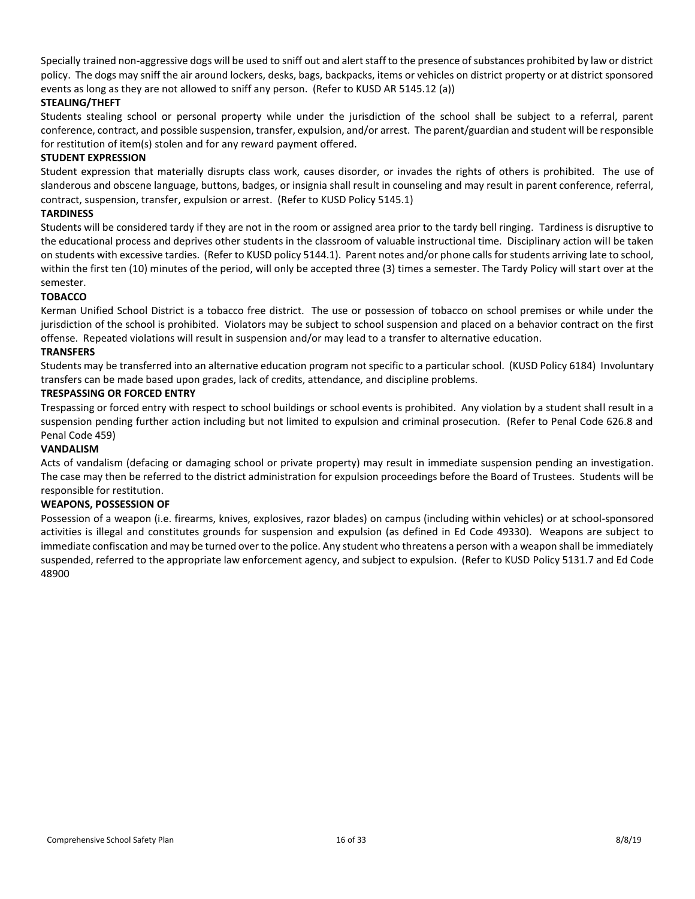Specially trained non-aggressive dogs will be used to sniff out and alert staff to the presence of substances prohibited by law or district policy. The dogs may sniff the air around lockers, desks, bags, backpacks, items or vehicles on district property or at district sponsored events as long as they are not allowed to sniff any person. (Refer to KUSD AR 5145.12 (a))

**STEALING/THEFT**

Students stealing school or personal property while under the jurisdiction of the school shall be subject to a referral, parent conference, contract, and possible suspension, transfer, expulsion, and/or arrest. The parent/guardian and student will be responsible for restitution of item(s) stolen and for any reward payment offered.

**STUDENT EXPRESSION**

Student expression that materially disrupts class work, causes disorder, or invades the rights of others is prohibited. The use of slanderous and obscene language, buttons, badges, or insignia shall result in counseling and may result in parent conference, referral, contract, suspension, transfer, expulsion or arrest. (Refer to KUSD Policy 5145.1)

**TARDINESS**

Students will be considered tardy if they are not in the room or assigned area prior to the tardy bell ringing. Tardiness is disruptive to the educational process and deprives other students in the classroom of valuable instructional time. Disciplinary action will be taken on students with excessive tardies. (Refer to KUSD policy 5144.1). Parent notes and/or phone calls for students arriving late to school, within the first ten (10) minutes of the period, will only be accepted three (3) times a semester. The Tardy Policy will start over at the semester.

**TOBACCO**

Kerman Unified School District is a tobacco free district. The use or possession of tobacco on school premises or while under the jurisdiction of the school is prohibited. Violators may be subject to school suspension and placed on a behavior contract on the first offense. Repeated violations will result in suspension and/or may lead to a transfer to alternative education.

**TRANSFERS**

Students may be transferred into an alternative education program not specific to a particular school. (KUSD Policy 6184) Involuntary transfers can be made based upon grades, lack of credits, attendance, and discipline problems.

**TRESPASSING OR FORCED ENTRY**

Trespassing or forced entry with respect to school buildings or school events is prohibited. Any violation by a student shall result in a suspension pending further action including but not limited to expulsion and criminal prosecution. (Refer to Penal Code 626.8 and Penal Code 459)

**VANDALISM**

Acts of vandalism (defacing or damaging school or private property) may result in immediate suspension pending an investigation. The case may then be referred to the district administration for expulsion proceedings before the Board of Trustees. Students will be responsible for restitution.

**WEAPONS, POSSESSION OF**

Possession of a weapon (i.e. firearms, knives, explosives, razor blades) on campus (including within vehicles) or at school-sponsored activities is illegal and constitutes grounds for suspension and expulsion (as defined in Ed Code 49330). Weapons are subject to immediate confiscation and may be turned over to the police. Any student who threatens a person with a weapon shall be immediately suspended, referred to the appropriate law enforcement agency, and subject to expulsion. (Refer to KUSD Policy 5131.7 and Ed Code 48900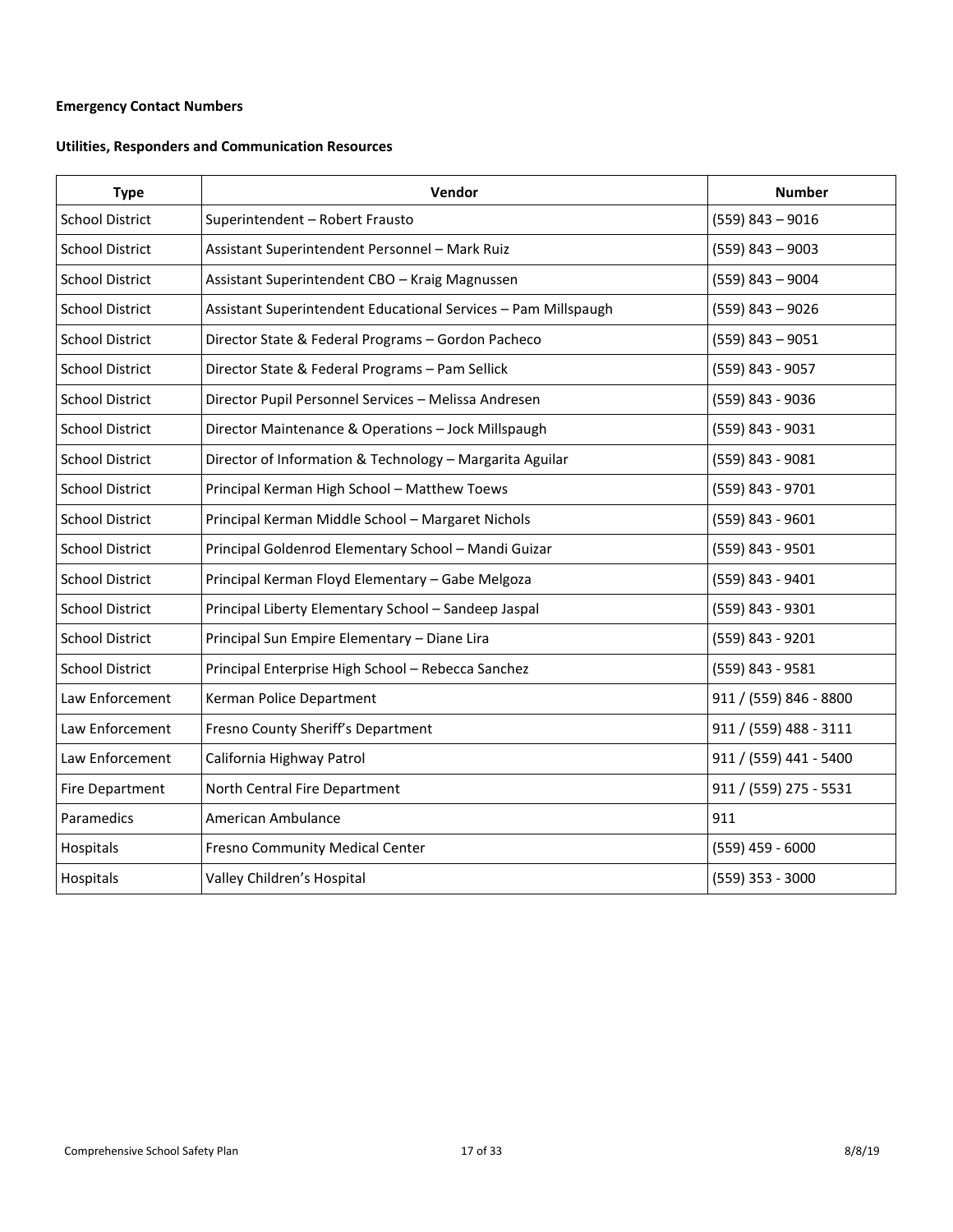**Emergency Contact Numbers**

**Utilities, Responders and Communication Resources**

| Type | Vendor | Number |
|---|---|---|
| School District | Superintendent – Robert Frausto | (559) 843 – 9016 |
| School District | Assistant Superintendent Personnel – Mark Ruiz | (559) 843 – 9003 |
| School District | Assistant Superintendent CBO – Kraig Magnussen | (559) 843 – 9004 |
| School District | Assistant Superintendent Educational Services – Pam Millspaugh | (559) 843 – 9026 |
| School District | Director State & Federal Programs – Gordon Pacheco | (559) 843 – 9051 |
| School District | Director State & Federal Programs – Pam Sellick | (559) 843 - 9057 |
| School District | Director Pupil Personnel Services – Melissa Andresen | (559) 843 - 9036 |
| School District | Director Maintenance & Operations – Jock Millspaugh | (559) 843 - 9031 |
| School District | Director of Information & Technology – Margarita Aguilar | (559) 843 - 9081 |
| School District | Principal Kerman High School – Matthew Toews | (559) 843 - 9701 |
| School District | Principal Kerman Middle School – Margaret Nichols | (559) 843 - 9601 |
| School District | Principal Goldenrod Elementary School – Mandi Guizar | (559) 843 - 9501 |
| School District | Principal Kerman Floyd Elementary – Gabe Melgoza | (559) 843 - 9401 |
| School District | Principal Liberty Elementary School – Sandeep Jaspal | (559) 843 - 9301 |
| School District | Principal Sun Empire Elementary – Diane Lira | (559) 843 - 9201 |
| School District | Principal Enterprise High School – Rebecca Sanchez | (559) 843 - 9581 |
| Law Enforcement | Kerman Police Department | 911 / (559) 846 - 8800 |
| Law Enforcement | Fresno County Sheriff's Department | 911 / (559) 488 - 3111 |
| Law Enforcement | California Highway Patrol | 911 / (559) 441 - 5400 |
| Fire Department | North Central Fire Department | 911 / (559) 275 - 5531 |
| Paramedics | American Ambulance | 911 |
| Hospitals | Fresno Community Medical Center | (559) 459 - 6000 |
| Hospitals | Valley Children's Hospital | (559) 353 - 3000 |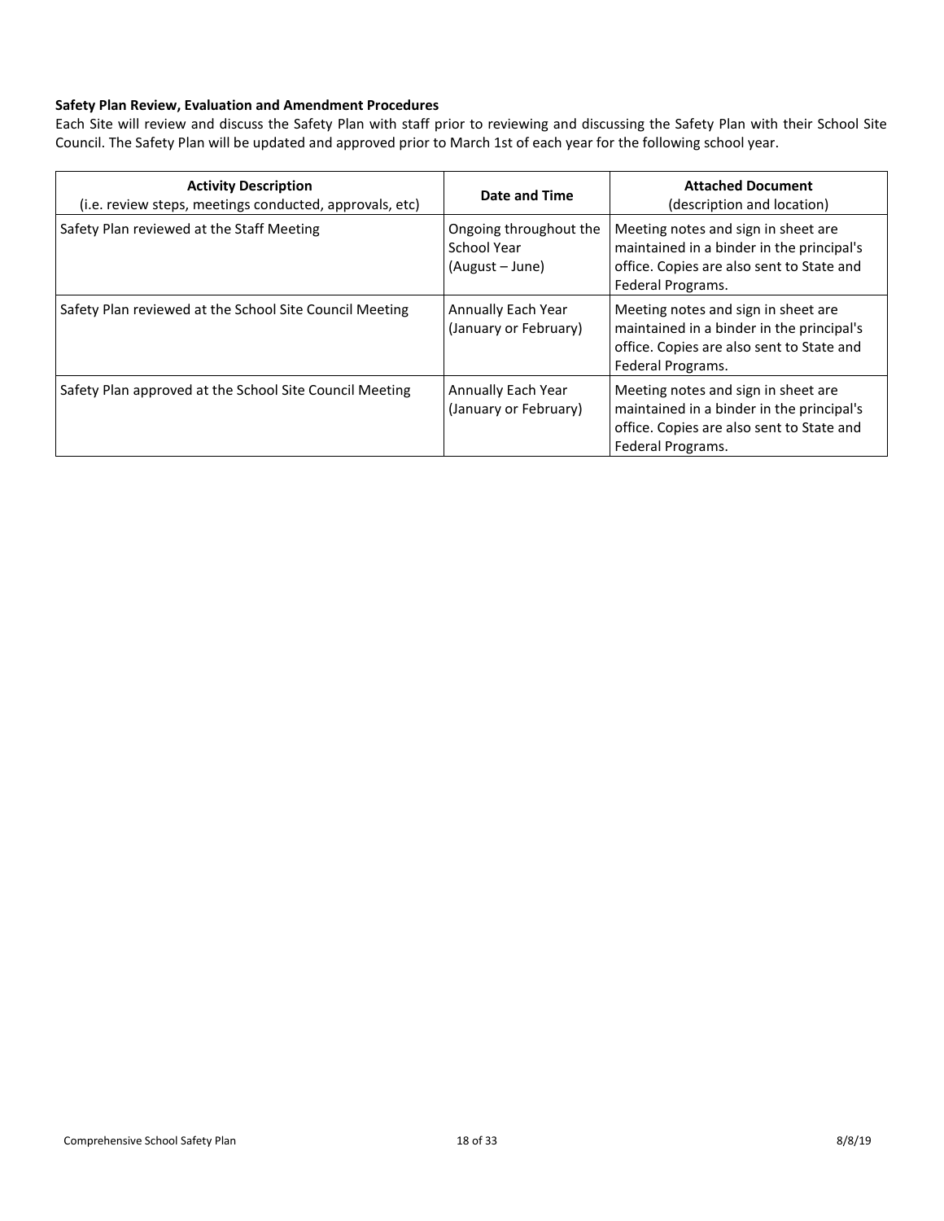**Safety Plan Review, Evaluation and Amendment Procedures**

Each Site will review and discuss the Safety Plan with staff prior to reviewing and discussing the Safety Plan with their School Site Council. The Safety Plan will be updated and approved prior to March 1st of each year for the following school year.

| **Activity Description** (i.e. review steps, meetings conducted, approvals, etc) | **Date and Time** | **Attached Document** (description and location) |
|---|---|---|
| Safety Plan reviewed at the Staff Meeting | Ongoing throughout the School Year (August – June) | Meeting notes and sign in sheet are maintained in a binder in the principal's office. Copies are also sent to State and Federal Programs. |
| Safety Plan reviewed at the School Site Council Meeting | Annually Each Year (January or February) | Meeting notes and sign in sheet are maintained in a binder in the principal's office. Copies are also sent to State and Federal Programs. |
| Safety Plan approved at the School Site Council Meeting | Annually Each Year (January or February) | Meeting notes and sign in sheet are maintained in a binder in the principal's office. Copies are also sent to State and Federal Programs. |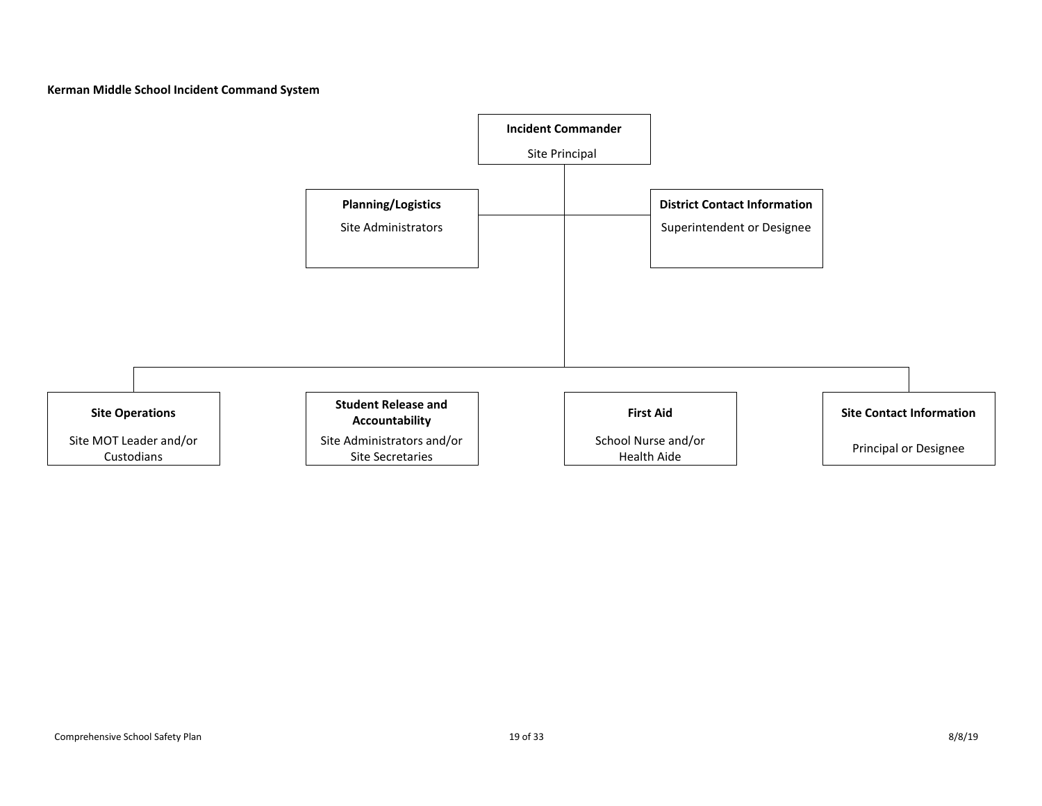**Kerman Middle School Incident Command System**

**Incident Commander**
Site Principal

- **Planning/Logistics**
  Site Administrators
- **District Contact Information**
  Superintendent or Designee
- **Site Operations**
  Site MOT Leader and/or Custodians
- **Student Release and Accountability**
  Site Administrators and/or Site Secretaries
- **First Aid**
  School Nurse and/or Health Aide
- **Site Contact Information**
  Principal or Designee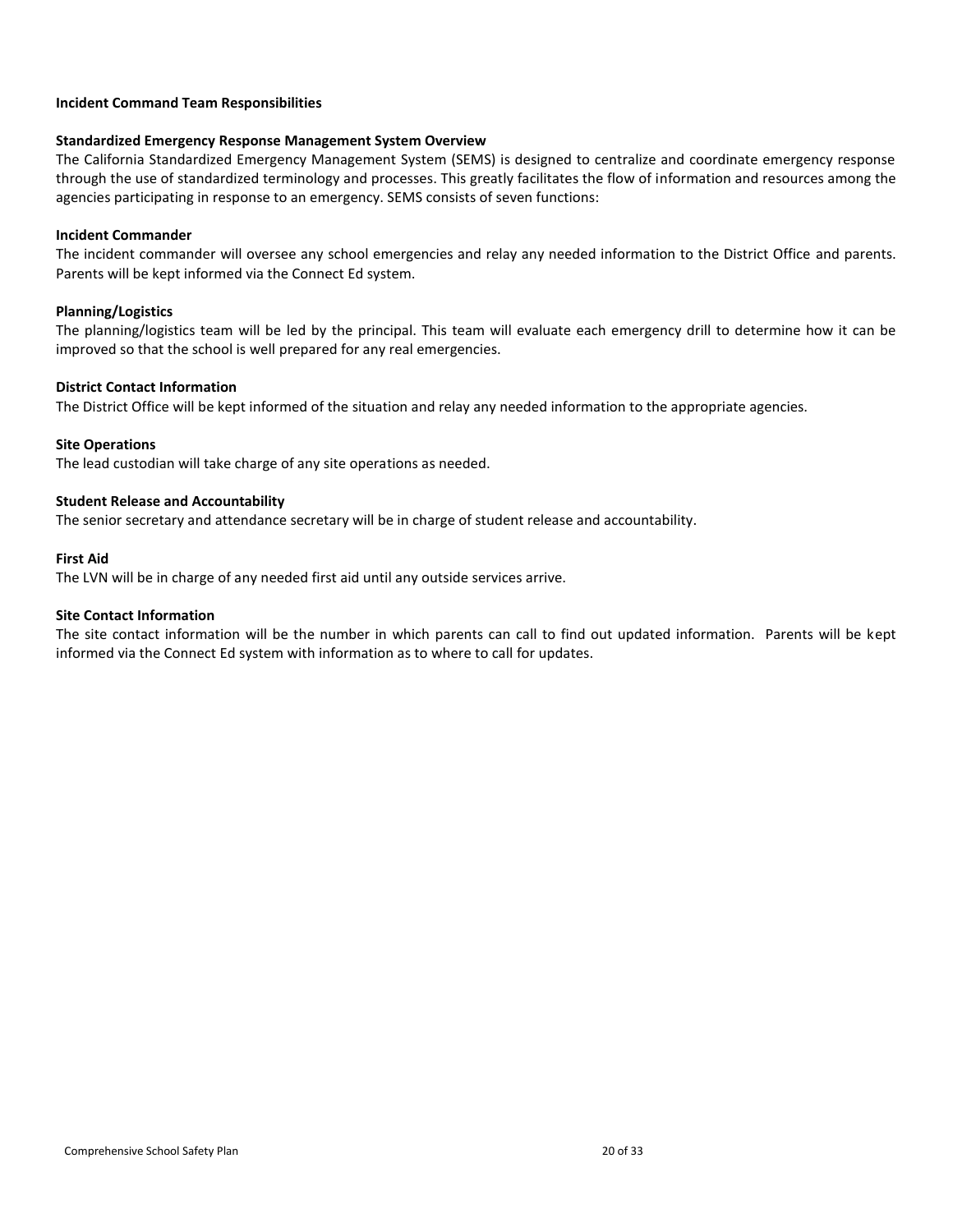**Incident Command Team Responsibilities**

**Standardized Emergency Response Management System Overview**

The California Standardized Emergency Management System (SEMS) is designed to centralize and coordinate emergency response through the use of standardized terminology and processes. This greatly facilitates the flow of information and resources among the agencies participating in response to an emergency. SEMS consists of seven functions:

**Incident Commander**

The incident commander will oversee any school emergencies and relay any needed information to the District Office and parents. Parents will be kept informed via the Connect Ed system.

**Planning/Logistics**

The planning/logistics team will be led by the principal. This team will evaluate each emergency drill to determine how it can be improved so that the school is well prepared for any real emergencies.

**District Contact Information**

The District Office will be kept informed of the situation and relay any needed information to the appropriate agencies.

**Site Operations**

The lead custodian will take charge of any site operations as needed.

**Student Release and Accountability**

The senior secretary and attendance secretary will be in charge of student release and accountability.

**First Aid**

The LVN will be in charge of any needed first aid until any outside services arrive.

**Site Contact Information**

The site contact information will be the number in which parents can call to find out updated information. Parents will be kept informed via the Connect Ed system with information as to where to call for updates.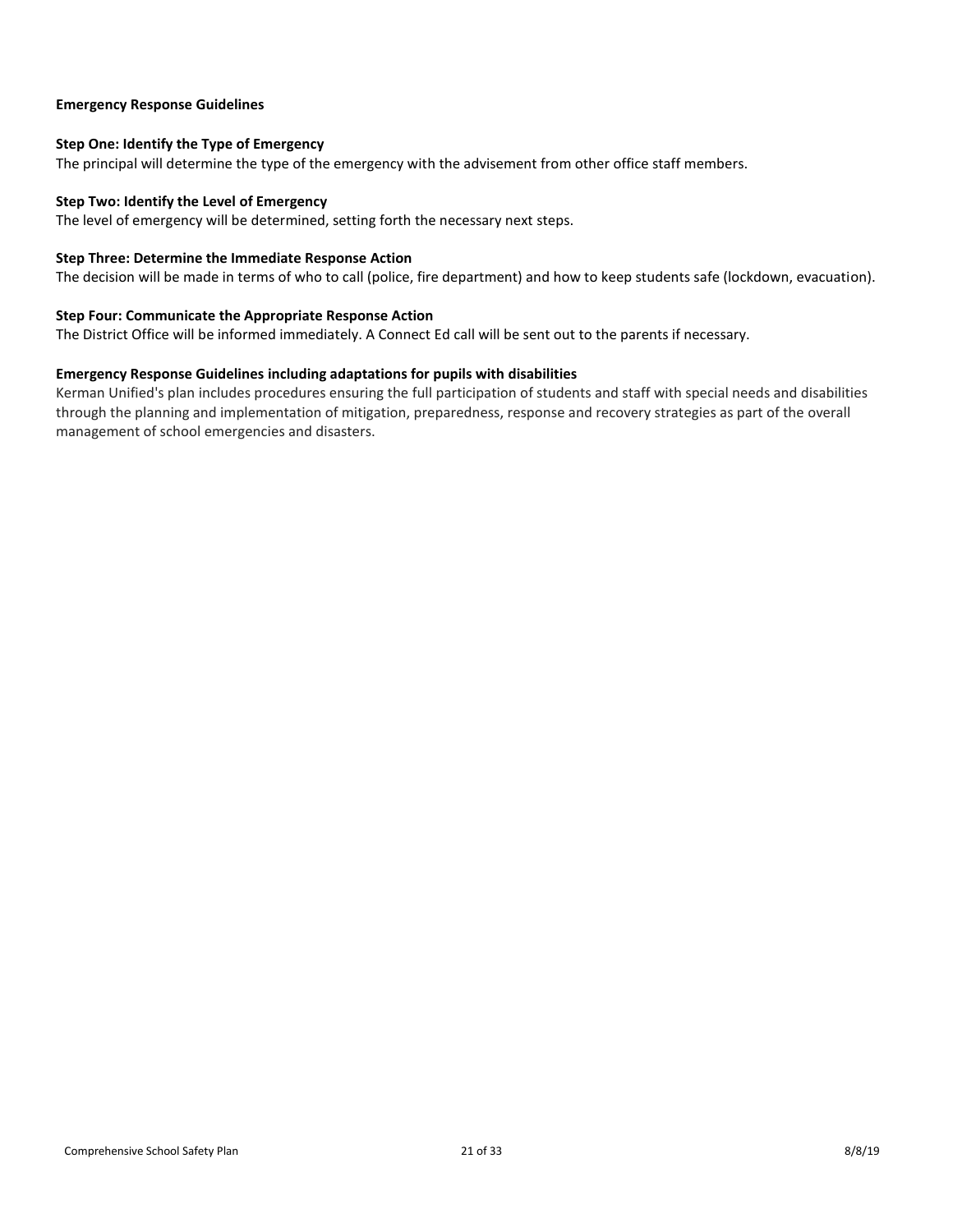## Emergency Response Guidelines

### Step One: Identify the Type of Emergency

The principal will determine the type of the emergency with the advisement from other office staff members.

### Step Two: Identify the Level of Emergency

The level of emergency will be determined, setting forth the necessary next steps.

### Step Three: Determine the Immediate Response Action

The decision will be made in terms of who to call (police, fire department) and how to keep students safe (lockdown, evacuation).

### Step Four: Communicate the Appropriate Response Action

The District Office will be informed immediately. A Connect Ed call will be sent out to the parents if necessary.

### Emergency Response Guidelines including adaptations for pupils with disabilities

Kerman Unified's plan includes procedures ensuring the full participation of students and staff with special needs and disabilities through the planning and implementation of mitigation, preparedness, response and recovery strategies as part of the overall management of school emergencies and disasters.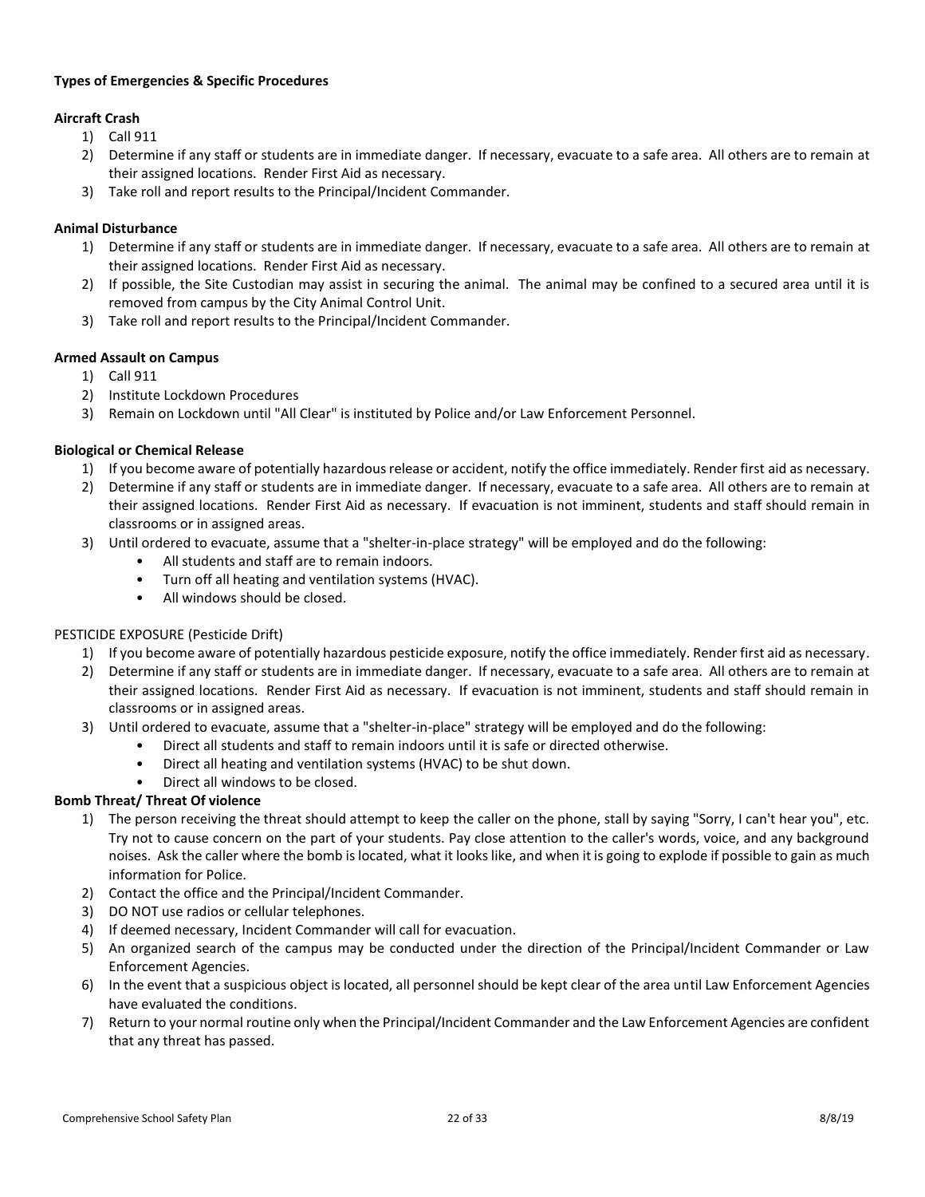**Types of Emergencies & Specific Procedures**

**Aircraft Crash**

1) Call 911
2) Determine if any staff or students are in immediate danger. If necessary, evacuate to a safe area. All others are to remain at their assigned locations. Render First Aid as necessary.
3) Take roll and report results to the Principal/Incident Commander.

**Animal Disturbance**

1) Determine if any staff or students are in immediate danger. If necessary, evacuate to a safe area. All others are to remain at their assigned locations. Render First Aid as necessary.
2) If possible, the Site Custodian may assist in securing the animal. The animal may be confined to a secured area until it is removed from campus by the City Animal Control Unit.
3) Take roll and report results to the Principal/Incident Commander.

**Armed Assault on Campus**

1) Call 911
2) Institute Lockdown Procedures
3) Remain on Lockdown until "All Clear" is instituted by Police and/or Law Enforcement Personnel.

**Biological or Chemical Release**

1) If you become aware of potentially hazardous release or accident, notify the office immediately. Render first aid as necessary.
2) Determine if any staff or students are in immediate danger. If necessary, evacuate to a safe area. All others are to remain at their assigned locations. Render First Aid as necessary. If evacuation is not imminent, students and staff should remain in classrooms or in assigned areas.
3) Until ordered to evacuate, assume that a "shelter-in-place strategy" will be employed and do the following:
   - All students and staff are to remain indoors.
   - Turn off all heating and ventilation systems (HVAC).
   - All windows should be closed.

PESTICIDE EXPOSURE (Pesticide Drift)

1) If you become aware of potentially hazardous pesticide exposure, notify the office immediately. Render first aid as necessary.
2) Determine if any staff or students are in immediate danger. If necessary, evacuate to a safe area. All others are to remain at their assigned locations. Render First Aid as necessary. If evacuation is not imminent, students and staff should remain in classrooms or in assigned areas.
3) Until ordered to evacuate, assume that a "shelter-in-place" strategy will be employed and do the following:
   - Direct all students and staff to remain indoors until it is safe or directed otherwise.
   - Direct all heating and ventilation systems (HVAC) to be shut down.
   - Direct all windows to be closed.

**Bomb Threat/ Threat Of violence**

1) The person receiving the threat should attempt to keep the caller on the phone, stall by saying "Sorry, I can't hear you", etc. Try not to cause concern on the part of your students. Pay close attention to the caller's words, voice, and any background noises. Ask the caller where the bomb is located, what it looks like, and when it is going to explode if possible to gain as much information for Police.
2) Contact the office and the Principal/Incident Commander.
3) DO NOT use radios or cellular telephones.
4) If deemed necessary, Incident Commander will call for evacuation.
5) An organized search of the campus may be conducted under the direction of the Principal/Incident Commander or Law Enforcement Agencies.
6) In the event that a suspicious object is located, all personnel should be kept clear of the area until Law Enforcement Agencies have evaluated the conditions.
7) Return to your normal routine only when the Principal/Incident Commander and the Law Enforcement Agencies are confident that any threat has passed.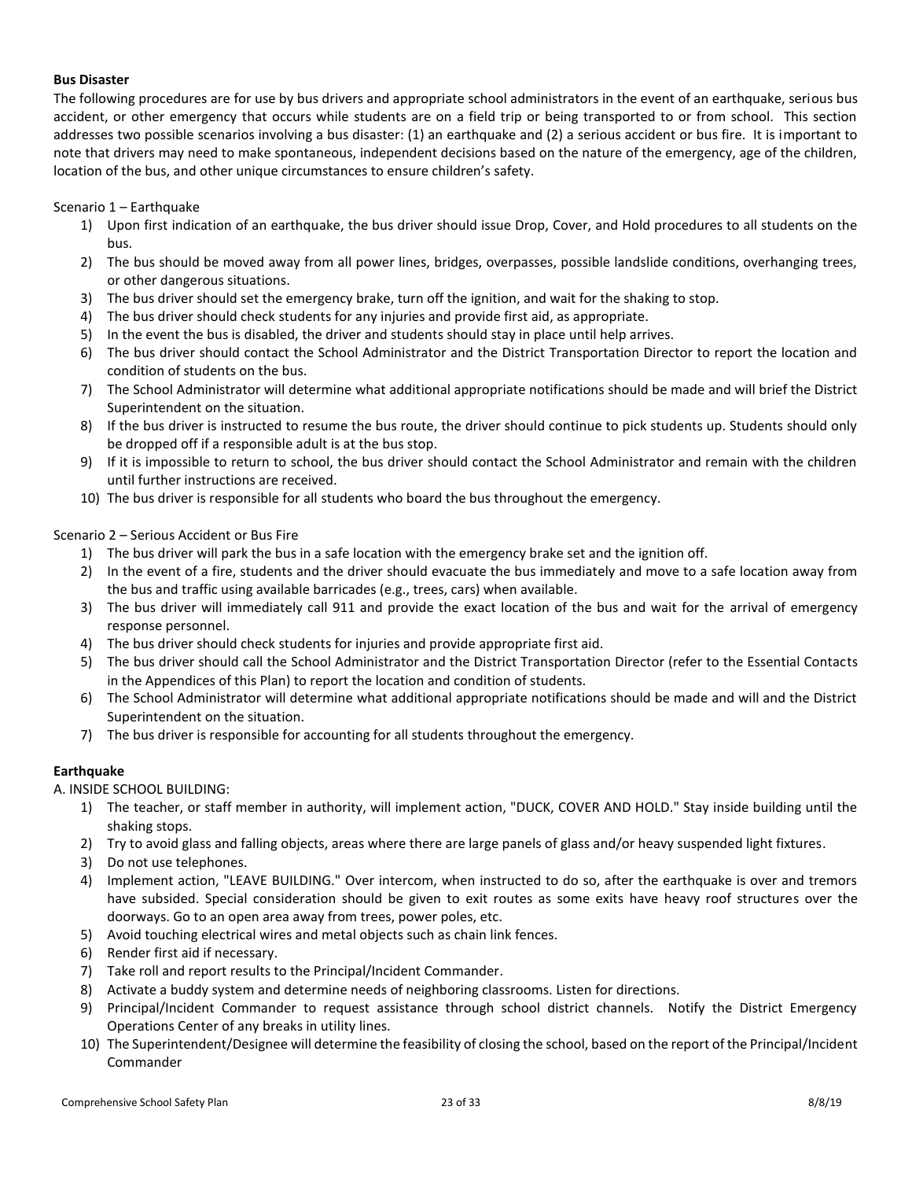**Bus Disaster**

The following procedures are for use by bus drivers and appropriate school administrators in the event of an earthquake, serious bus accident, or other emergency that occurs while students are on a field trip or being transported to or from school. This section addresses two possible scenarios involving a bus disaster: (1) an earthquake and (2) a serious accident or bus fire. It is important to note that drivers may need to make spontaneous, independent decisions based on the nature of the emergency, age of the children, location of the bus, and other unique circumstances to ensure children's safety.

Scenario 1 – Earthquake

1) Upon first indication of an earthquake, the bus driver should issue Drop, Cover, and Hold procedures to all students on the bus.
2) The bus should be moved away from all power lines, bridges, overpasses, possible landslide conditions, overhanging trees, or other dangerous situations.
3) The bus driver should set the emergency brake, turn off the ignition, and wait for the shaking to stop.
4) The bus driver should check students for any injuries and provide first aid, as appropriate.
5) In the event the bus is disabled, the driver and students should stay in place until help arrives.
6) The bus driver should contact the School Administrator and the District Transportation Director to report the location and condition of students on the bus.
7) The School Administrator will determine what additional appropriate notifications should be made and will brief the District Superintendent on the situation.
8) If the bus driver is instructed to resume the bus route, the driver should continue to pick students up. Students should only be dropped off if a responsible adult is at the bus stop.
9) If it is impossible to return to school, the bus driver should contact the School Administrator and remain with the children until further instructions are received.
10) The bus driver is responsible for all students who board the bus throughout the emergency.

Scenario 2 – Serious Accident or Bus Fire

1) The bus driver will park the bus in a safe location with the emergency brake set and the ignition off.
2) In the event of a fire, students and the driver should evacuate the bus immediately and move to a safe location away from the bus and traffic using available barricades (e.g., trees, cars) when available.
3) The bus driver will immediately call 911 and provide the exact location of the bus and wait for the arrival of emergency response personnel.
4) The bus driver should check students for injuries and provide appropriate first aid.
5) The bus driver should call the School Administrator and the District Transportation Director (refer to the Essential Contacts in the Appendices of this Plan) to report the location and condition of students.
6) The School Administrator will determine what additional appropriate notifications should be made and will and the District Superintendent on the situation.
7) The bus driver is responsible for accounting for all students throughout the emergency.

**Earthquake**

A. INSIDE SCHOOL BUILDING:

1) The teacher, or staff member in authority, will implement action, "DUCK, COVER AND HOLD." Stay inside building until the shaking stops.
2) Try to avoid glass and falling objects, areas where there are large panels of glass and/or heavy suspended light fixtures.
3) Do not use telephones.
4) Implement action, "LEAVE BUILDING." Over intercom, when instructed to do so, after the earthquake is over and tremors have subsided. Special consideration should be given to exit routes as some exits have heavy roof structures over the doorways. Go to an open area away from trees, power poles, etc.
5) Avoid touching electrical wires and metal objects such as chain link fences.
6) Render first aid if necessary.
7) Take roll and report results to the Principal/Incident Commander.
8) Activate a buddy system and determine needs of neighboring classrooms. Listen for directions.
9) Principal/Incident Commander to request assistance through school district channels. Notify the District Emergency Operations Center of any breaks in utility lines.
10) The Superintendent/Designee will determine the feasibility of closing the school, based on the report of the Principal/Incident Commander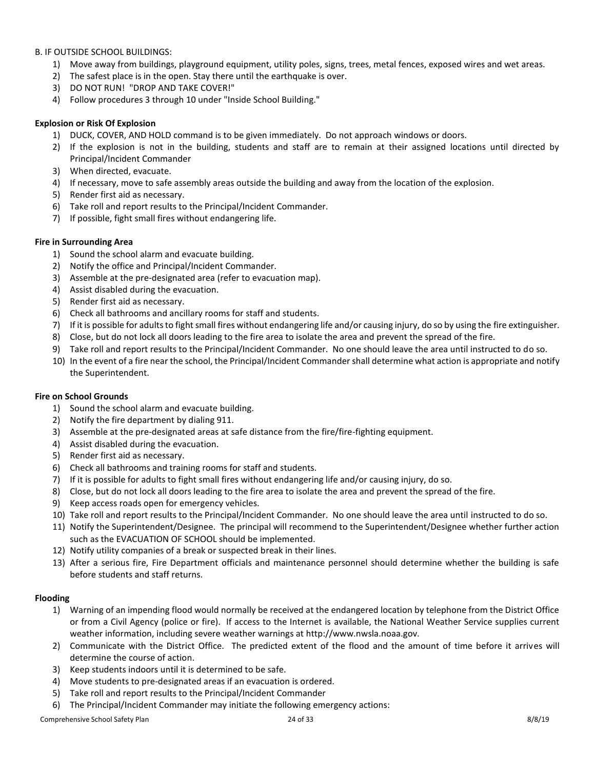B. IF OUTSIDE SCHOOL BUILDINGS:

1) Move away from buildings, playground equipment, utility poles, signs, trees, metal fences, exposed wires and wet areas.
2) The safest place is in the open. Stay there until the earthquake is over.
3) DO NOT RUN! "DROP AND TAKE COVER!"
4) Follow procedures 3 through 10 under "Inside School Building."

**Explosion or Risk Of Explosion**

1) DUCK, COVER, AND HOLD command is to be given immediately. Do not approach windows or doors.
2) If the explosion is not in the building, students and staff are to remain at their assigned locations until directed by Principal/Incident Commander
3) When directed, evacuate.
4) If necessary, move to safe assembly areas outside the building and away from the location of the explosion.
5) Render first aid as necessary.
6) Take roll and report results to the Principal/Incident Commander.
7) If possible, fight small fires without endangering life.

**Fire in Surrounding Area**

1) Sound the school alarm and evacuate building.
2) Notify the office and Principal/Incident Commander.
3) Assemble at the pre-designated area (refer to evacuation map).
4) Assist disabled during the evacuation.
5) Render first aid as necessary.
6) Check all bathrooms and ancillary rooms for staff and students.
7) If it is possible for adults to fight small fires without endangering life and/or causing injury, do so by using the fire extinguisher.
8) Close, but do not lock all doors leading to the fire area to isolate the area and prevent the spread of the fire.
9) Take roll and report results to the Principal/Incident Commander. No one should leave the area until instructed to do so.
10) In the event of a fire near the school, the Principal/Incident Commander shall determine what action is appropriate and notify the Superintendent.

**Fire on School Grounds**

1) Sound the school alarm and evacuate building.
2) Notify the fire department by dialing 911.
3) Assemble at the pre-designated areas at safe distance from the fire/fire-fighting equipment.
4) Assist disabled during the evacuation.
5) Render first aid as necessary.
6) Check all bathrooms and training rooms for staff and students.
7) If it is possible for adults to fight small fires without endangering life and/or causing injury, do so.
8) Close, but do not lock all doors leading to the fire area to isolate the area and prevent the spread of the fire.
9) Keep access roads open for emergency vehicles.
10) Take roll and report results to the Principal/Incident Commander. No one should leave the area until instructed to do so.
11) Notify the Superintendent/Designee. The principal will recommend to the Superintendent/Designee whether further action such as the EVACUATION OF SCHOOL should be implemented.
12) Notify utility companies of a break or suspected break in their lines.
13) After a serious fire, Fire Department officials and maintenance personnel should determine whether the building is safe before students and staff returns.

**Flooding**

1) Warning of an impending flood would normally be received at the endangered location by telephone from the District Office or from a Civil Agency (police or fire). If access to the Internet is available, the National Weather Service supplies current weather information, including severe weather warnings at http://www.nwsla.noaa.gov.
2) Communicate with the District Office. The predicted extent of the flood and the amount of time before it arrives will determine the course of action.
3) Keep students indoors until it is determined to be safe.
4) Move students to pre-designated areas if an evacuation is ordered.
5) Take roll and report results to the Principal/Incident Commander
6) The Principal/Incident Commander may initiate the following emergency actions: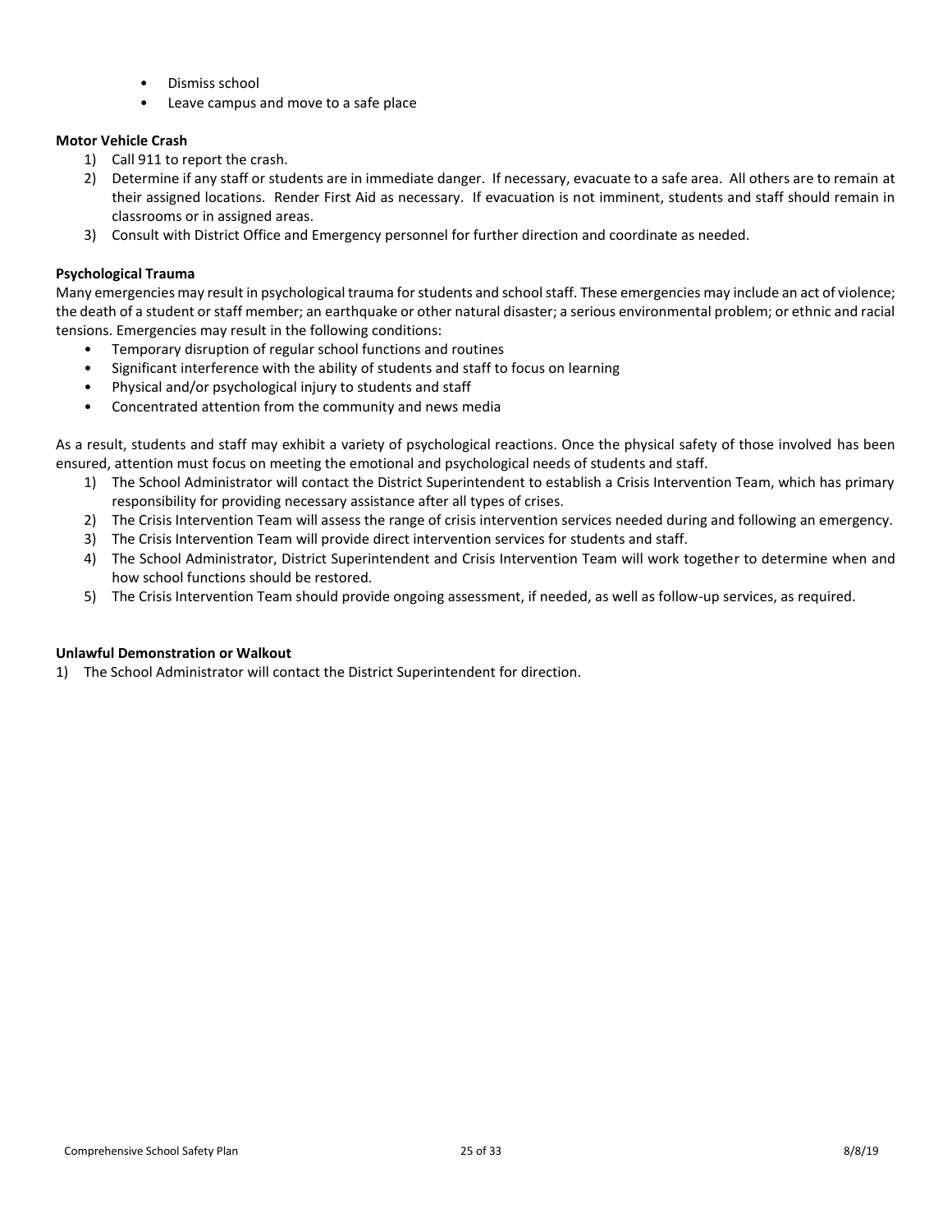- Dismiss school
- Leave campus and move to a safe place

**Motor Vehicle Crash**

1) Call 911 to report the crash.
2) Determine if any staff or students are in immediate danger. If necessary, evacuate to a safe area. All others are to remain at their assigned locations. Render First Aid as necessary. If evacuation is not imminent, students and staff should remain in classrooms or in assigned areas.
3) Consult with District Office and Emergency personnel for further direction and coordinate as needed.

**Psychological Trauma**

Many emergencies may result in psychological trauma for students and school staff. These emergencies may include an act of violence; the death of a student or staff member; an earthquake or other natural disaster; a serious environmental problem; or ethnic and racial tensions. Emergencies may result in the following conditions:

- Temporary disruption of regular school functions and routines
- Significant interference with the ability of students and staff to focus on learning
- Physical and/or psychological injury to students and staff
- Concentrated attention from the community and news media

As a result, students and staff may exhibit a variety of psychological reactions. Once the physical safety of those involved has been ensured, attention must focus on meeting the emotional and psychological needs of students and staff.

1) The School Administrator will contact the District Superintendent to establish a Crisis Intervention Team, which has primary responsibility for providing necessary assistance after all types of crises.
2) The Crisis Intervention Team will assess the range of crisis intervention services needed during and following an emergency.
3) The Crisis Intervention Team will provide direct intervention services for students and staff.
4) The School Administrator, District Superintendent and Crisis Intervention Team will work together to determine when and how school functions should be restored.
5) The Crisis Intervention Team should provide ongoing assessment, if needed, as well as follow-up services, as required.

**Unlawful Demonstration or Walkout**

1) The School Administrator will contact the District Superintendent for direction.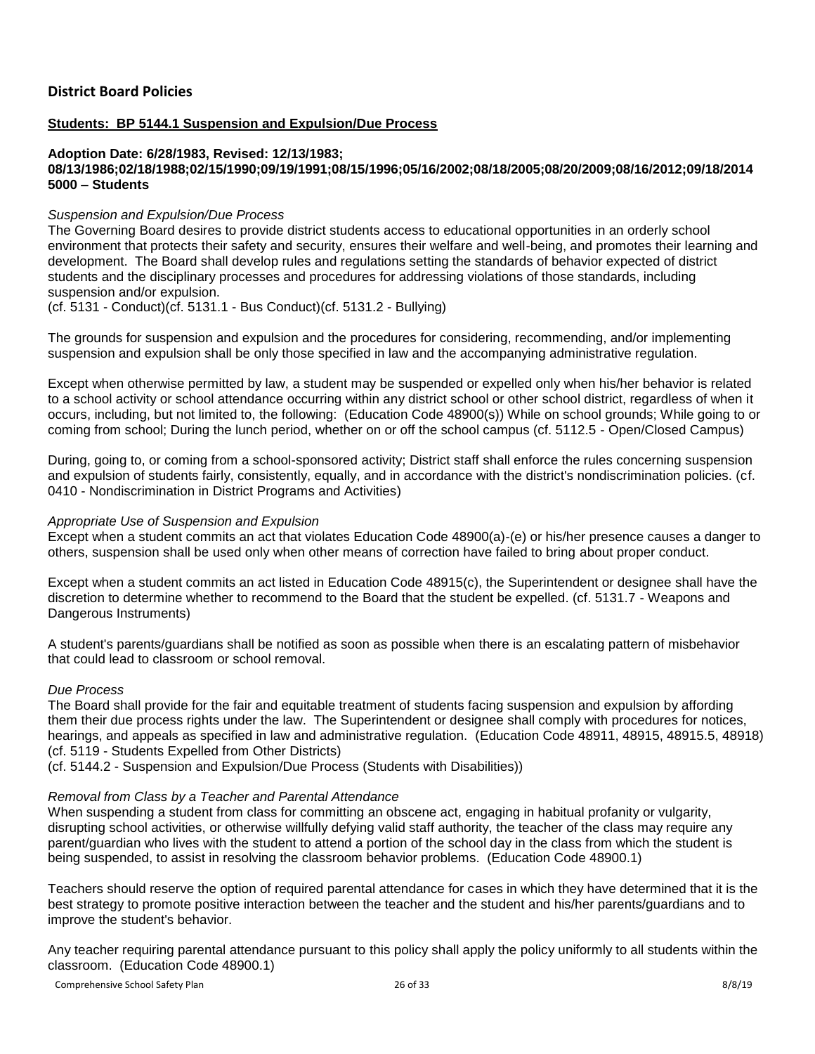## District Board Policies

**Students: BP 5144.1 Suspension and Expulsion/Due Process**

**Adoption Date: 6/28/1983, Revised: 12/13/1983; 08/13/1986;02/18/1988;02/15/1990;09/19/1991;08/15/1996;05/16/2002;08/18/2005;08/20/2009;08/16/2012;09/18/2014 5000 – Students**

*Suspension and Expulsion/Due Process*

The Governing Board desires to provide district students access to educational opportunities in an orderly school environment that protects their safety and security, ensures their welfare and well-being, and promotes their learning and development. The Board shall develop rules and regulations setting the standards of behavior expected of district students and the disciplinary processes and procedures for addressing violations of those standards, including suspension and/or expulsion.
(cf. 5131 - Conduct)(cf. 5131.1 - Bus Conduct)(cf. 5131.2 - Bullying)

The grounds for suspension and expulsion and the procedures for considering, recommending, and/or implementing suspension and expulsion shall be only those specified in law and the accompanying administrative regulation.

Except when otherwise permitted by law, a student may be suspended or expelled only when his/her behavior is related to a school activity or school attendance occurring within any district school or other school district, regardless of when it occurs, including, but not limited to, the following: (Education Code 48900(s)) While on school grounds; While going to or coming from school; During the lunch period, whether on or off the school campus (cf. 5112.5 - Open/Closed Campus)

During, going to, or coming from a school-sponsored activity; District staff shall enforce the rules concerning suspension and expulsion of students fairly, consistently, equally, and in accordance with the district's nondiscrimination policies. (cf. 0410 - Nondiscrimination in District Programs and Activities)

*Appropriate Use of Suspension and Expulsion*

Except when a student commits an act that violates Education Code 48900(a)-(e) or his/her presence causes a danger to others, suspension shall be used only when other means of correction have failed to bring about proper conduct.

Except when a student commits an act listed in Education Code 48915(c), the Superintendent or designee shall have the discretion to determine whether to recommend to the Board that the student be expelled. (cf. 5131.7 - Weapons and Dangerous Instruments)

A student's parents/guardians shall be notified as soon as possible when there is an escalating pattern of misbehavior that could lead to classroom or school removal.

*Due Process*

The Board shall provide for the fair and equitable treatment of students facing suspension and expulsion by affording them their due process rights under the law. The Superintendent or designee shall comply with procedures for notices, hearings, and appeals as specified in law and administrative regulation. (Education Code 48911, 48915, 48915.5, 48918)
(cf. 5119 - Students Expelled from Other Districts)
(cf. 5144.2 - Suspension and Expulsion/Due Process (Students with Disabilities))

*Removal from Class by a Teacher and Parental Attendance*

When suspending a student from class for committing an obscene act, engaging in habitual profanity or vulgarity, disrupting school activities, or otherwise willfully defying valid staff authority, the teacher of the class may require any parent/guardian who lives with the student to attend a portion of the school day in the class from which the student is being suspended, to assist in resolving the classroom behavior problems. (Education Code 48900.1)

Teachers should reserve the option of required parental attendance for cases in which they have determined that it is the best strategy to promote positive interaction between the teacher and the student and his/her parents/guardians and to improve the student's behavior.

Any teacher requiring parental attendance pursuant to this policy shall apply the policy uniformly to all students within the classroom. (Education Code 48900.1)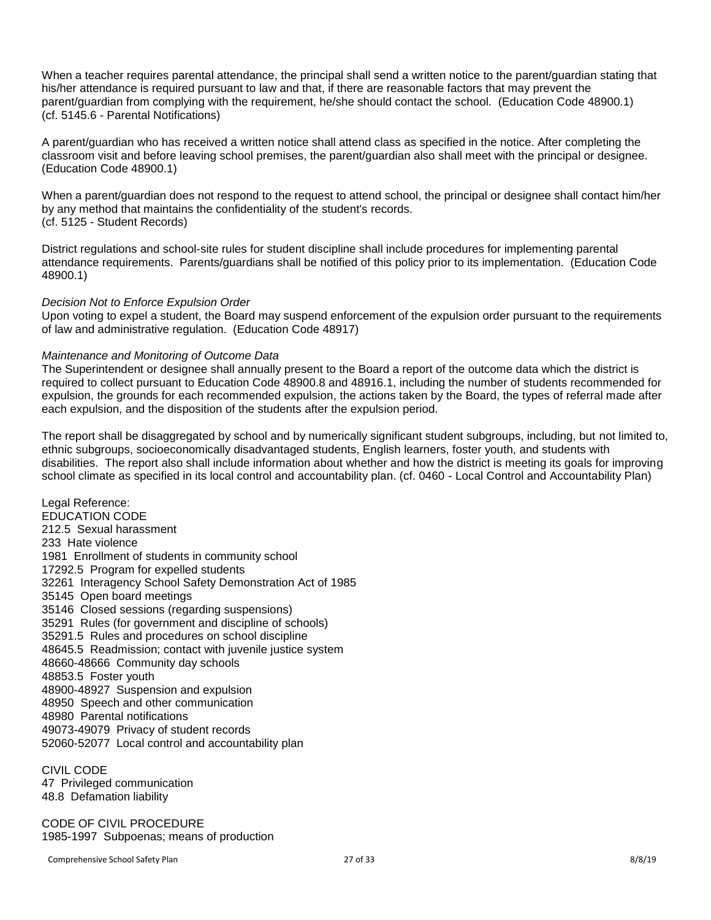When a teacher requires parental attendance, the principal shall send a written notice to the parent/guardian stating that his/her attendance is required pursuant to law and that, if there are reasonable factors that may prevent the parent/guardian from complying with the requirement, he/she should contact the school. (Education Code 48900.1)
(cf. 5145.6 - Parental Notifications)

A parent/guardian who has received a written notice shall attend class as specified in the notice. After completing the classroom visit and before leaving school premises, the parent/guardian also shall meet with the principal or designee. (Education Code 48900.1)

When a parent/guardian does not respond to the request to attend school, the principal or designee shall contact him/her by any method that maintains the confidentiality of the student's records.
(cf. 5125 - Student Records)

District regulations and school-site rules for student discipline shall include procedures for implementing parental attendance requirements. Parents/guardians shall be notified of this policy prior to its implementation. (Education Code 48900.1)

*Decision Not to Enforce Expulsion Order*
Upon voting to expel a student, the Board may suspend enforcement of the expulsion order pursuant to the requirements of law and administrative regulation. (Education Code 48917)

*Maintenance and Monitoring of Outcome Data*
The Superintendent or designee shall annually present to the Board a report of the outcome data which the district is required to collect pursuant to Education Code 48900.8 and 48916.1, including the number of students recommended for expulsion, the grounds for each recommended expulsion, the actions taken by the Board, the types of referral made after each expulsion, and the disposition of the students after the expulsion period.

The report shall be disaggregated by school and by numerically significant student subgroups, including, but not limited to, ethnic subgroups, socioeconomically disadvantaged students, English learners, foster youth, and students with disabilities. The report also shall include information about whether and how the district is meeting its goals for improving school climate as specified in its local control and accountability plan. (cf. 0460 - Local Control and Accountability Plan)

Legal Reference:
EDUCATION CODE
212.5 Sexual harassment
233 Hate violence
1981 Enrollment of students in community school
17292.5 Program for expelled students
32261 Interagency School Safety Demonstration Act of 1985
35145 Open board meetings
35146 Closed sessions (regarding suspensions)
35291 Rules (for government and discipline of schools)
35291.5 Rules and procedures on school discipline
48645.5 Readmission; contact with juvenile justice system
48660-48666 Community day schools
48853.5 Foster youth
48900-48927 Suspension and expulsion
48950 Speech and other communication
48980 Parental notifications
49073-49079 Privacy of student records
52060-52077 Local control and accountability plan

CIVIL CODE
47 Privileged communication
48.8 Defamation liability

CODE OF CIVIL PROCEDURE
1985-1997 Subpoenas; means of production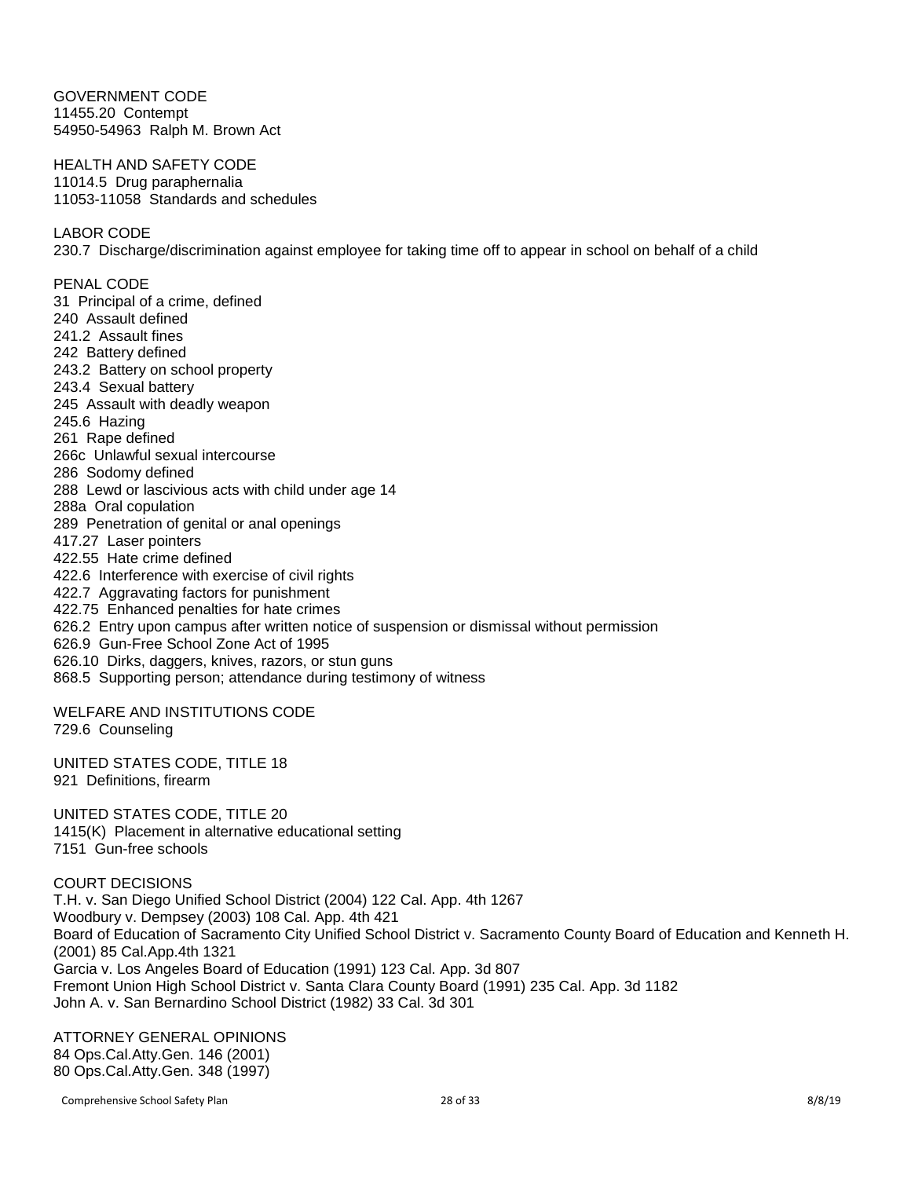GOVERNMENT CODE
11455.20 Contempt
54950-54963 Ralph M. Brown Act

HEALTH AND SAFETY CODE
11014.5 Drug paraphernalia
11053-11058 Standards and schedules

LABOR CODE
230.7 Discharge/discrimination against employee for taking time off to appear in school on behalf of a child

PENAL CODE
31 Principal of a crime, defined
240 Assault defined
241.2 Assault fines
242 Battery defined
243.2 Battery on school property
243.4 Sexual battery
245 Assault with deadly weapon
245.6 Hazing
261 Rape defined
266c Unlawful sexual intercourse
286 Sodomy defined
288 Lewd or lascivious acts with child under age 14
288a Oral copulation
289 Penetration of genital or anal openings
417.27 Laser pointers
422.55 Hate crime defined
422.6 Interference with exercise of civil rights
422.7 Aggravating factors for punishment
422.75 Enhanced penalties for hate crimes
626.2 Entry upon campus after written notice of suspension or dismissal without permission
626.9 Gun-Free School Zone Act of 1995
626.10 Dirks, daggers, knives, razors, or stun guns
868.5 Supporting person; attendance during testimony of witness

WELFARE AND INSTITUTIONS CODE
729.6 Counseling

UNITED STATES CODE, TITLE 18
921 Definitions, firearm

UNITED STATES CODE, TITLE 20
1415(K) Placement in alternative educational setting
7151 Gun-free schools

COURT DECISIONS
T.H. v. San Diego Unified School District (2004) 122 Cal. App. 4th 1267
Woodbury v. Dempsey (2003) 108 Cal. App. 4th 421
Board of Education of Sacramento City Unified School District v. Sacramento County Board of Education and Kenneth H. (2001) 85 Cal.App.4th 1321
Garcia v. Los Angeles Board of Education (1991) 123 Cal. App. 3d 807
Fremont Union High School District v. Santa Clara County Board (1991) 235 Cal. App. 3d 1182
John A. v. San Bernardino School District (1982) 33 Cal. 3d 301

ATTORNEY GENERAL OPINIONS
84 Ops.Cal.Atty.Gen. 146 (2001)
80 Ops.Cal.Atty.Gen. 348 (1997)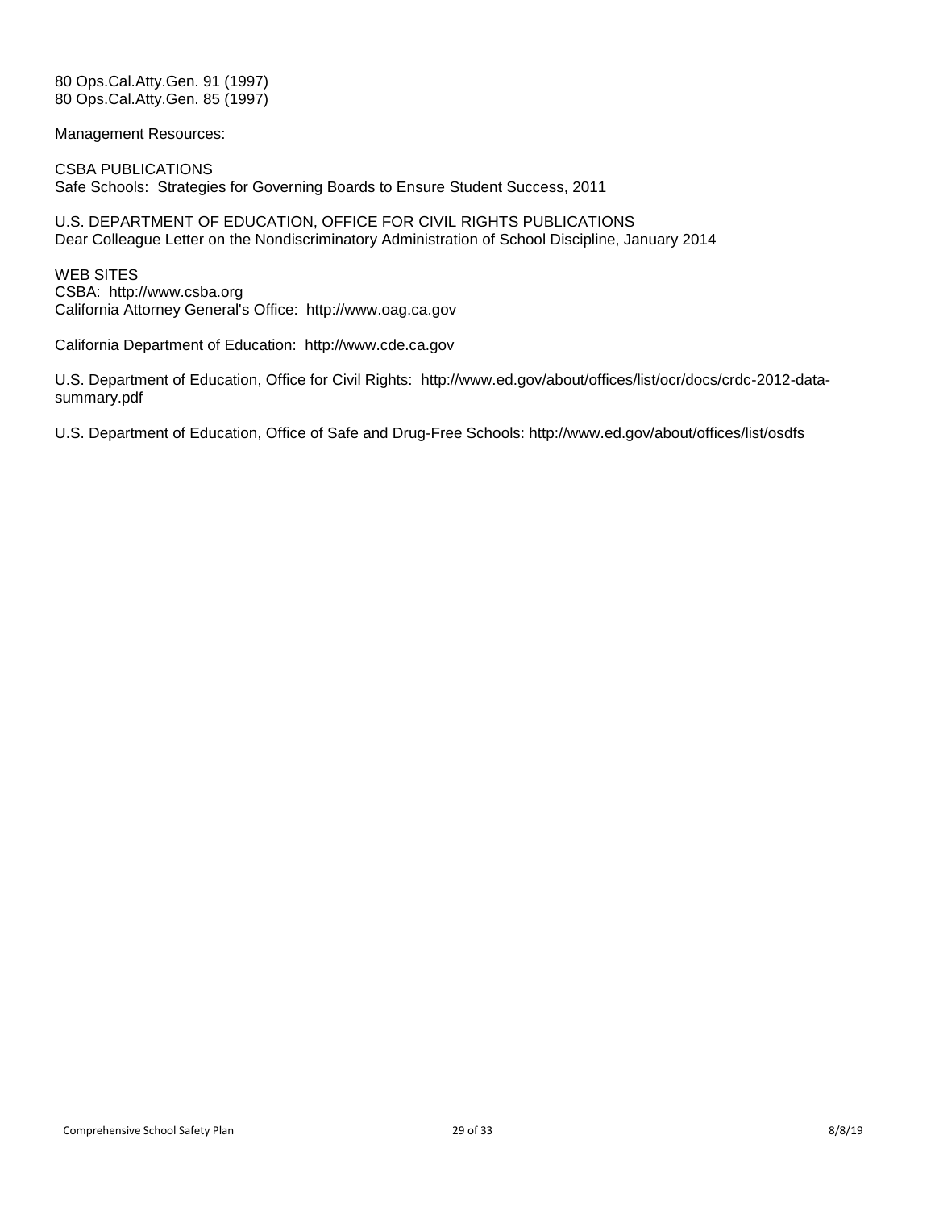80 Ops.Cal.Atty.Gen. 91 (1997)
80 Ops.Cal.Atty.Gen. 85 (1997)

Management Resources:

CSBA PUBLICATIONS
Safe Schools: Strategies for Governing Boards to Ensure Student Success, 2011

U.S. DEPARTMENT OF EDUCATION, OFFICE FOR CIVIL RIGHTS PUBLICATIONS
Dear Colleague Letter on the Nondiscriminatory Administration of School Discipline, January 2014

WEB SITES
CSBA: http://www.csba.org
California Attorney General's Office: http://www.oag.ca.gov

California Department of Education: http://www.cde.ca.gov

U.S. Department of Education, Office for Civil Rights: http://www.ed.gov/about/offices/list/ocr/docs/crdc-2012-data-summary.pdf

U.S. Department of Education, Office of Safe and Drug-Free Schools: http://www.ed.gov/about/offices/list/osdfs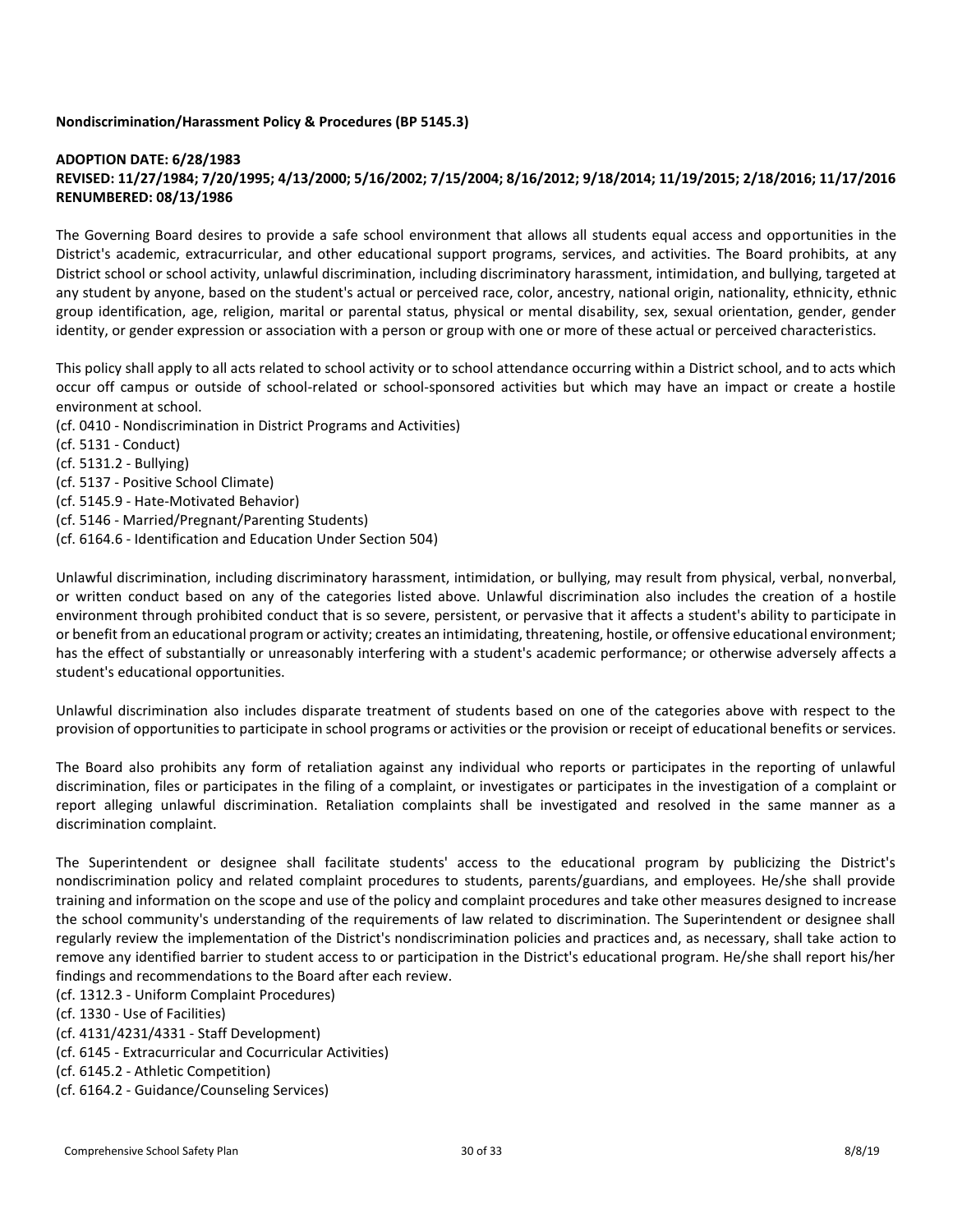**Nondiscrimination/Harassment Policy & Procedures (BP 5145.3)**

**ADOPTION DATE: 6/28/1983**
**REVISED: 11/27/1984; 7/20/1995; 4/13/2000; 5/16/2002; 7/15/2004; 8/16/2012; 9/18/2014; 11/19/2015; 2/18/2016; 11/17/2016**
**RENUMBERED: 08/13/1986**

The Governing Board desires to provide a safe school environment that allows all students equal access and opportunities in the District's academic, extracurricular, and other educational support programs, services, and activities. The Board prohibits, at any District school or school activity, unlawful discrimination, including discriminatory harassment, intimidation, and bullying, targeted at any student by anyone, based on the student's actual or perceived race, color, ancestry, national origin, nationality, ethnicity, ethnic group identification, age, religion, marital or parental status, physical or mental disability, sex, sexual orientation, gender, gender identity, or gender expression or association with a person or group with one or more of these actual or perceived characteristics.

This policy shall apply to all acts related to school activity or to school attendance occurring within a District school, and to acts which occur off campus or outside of school-related or school-sponsored activities but which may have an impact or create a hostile environment at school.
(cf. 0410 - Nondiscrimination in District Programs and Activities)
(cf. 5131 - Conduct)
(cf. 5131.2 - Bullying)
(cf. 5137 - Positive School Climate)
(cf. 5145.9 - Hate-Motivated Behavior)
(cf. 5146 - Married/Pregnant/Parenting Students)
(cf. 6164.6 - Identification and Education Under Section 504)

Unlawful discrimination, including discriminatory harassment, intimidation, or bullying, may result from physical, verbal, nonverbal, or written conduct based on any of the categories listed above. Unlawful discrimination also includes the creation of a hostile environment through prohibited conduct that is so severe, persistent, or pervasive that it affects a student's ability to participate in or benefit from an educational program or activity; creates an intimidating, threatening, hostile, or offensive educational environment; has the effect of substantially or unreasonably interfering with a student's academic performance; or otherwise adversely affects a student's educational opportunities.

Unlawful discrimination also includes disparate treatment of students based on one of the categories above with respect to the provision of opportunities to participate in school programs or activities or the provision or receipt of educational benefits or services.

The Board also prohibits any form of retaliation against any individual who reports or participates in the reporting of unlawful discrimination, files or participates in the filing of a complaint, or investigates or participates in the investigation of a complaint or report alleging unlawful discrimination. Retaliation complaints shall be investigated and resolved in the same manner as a discrimination complaint.

The Superintendent or designee shall facilitate students' access to the educational program by publicizing the District's nondiscrimination policy and related complaint procedures to students, parents/guardians, and employees. He/she shall provide training and information on the scope and use of the policy and complaint procedures and take other measures designed to increase the school community's understanding of the requirements of law related to discrimination. The Superintendent or designee shall regularly review the implementation of the District's nondiscrimination policies and practices and, as necessary, shall take action to remove any identified barrier to student access to or participation in the District's educational program. He/she shall report his/her findings and recommendations to the Board after each review.
(cf. 1312.3 - Uniform Complaint Procedures)
(cf. 1330 - Use of Facilities)
(cf. 4131/4231/4331 - Staff Development)
(cf. 6145 - Extracurricular and Cocurricular Activities)
(cf. 6145.2 - Athletic Competition)
(cf. 6164.2 - Guidance/Counseling Services)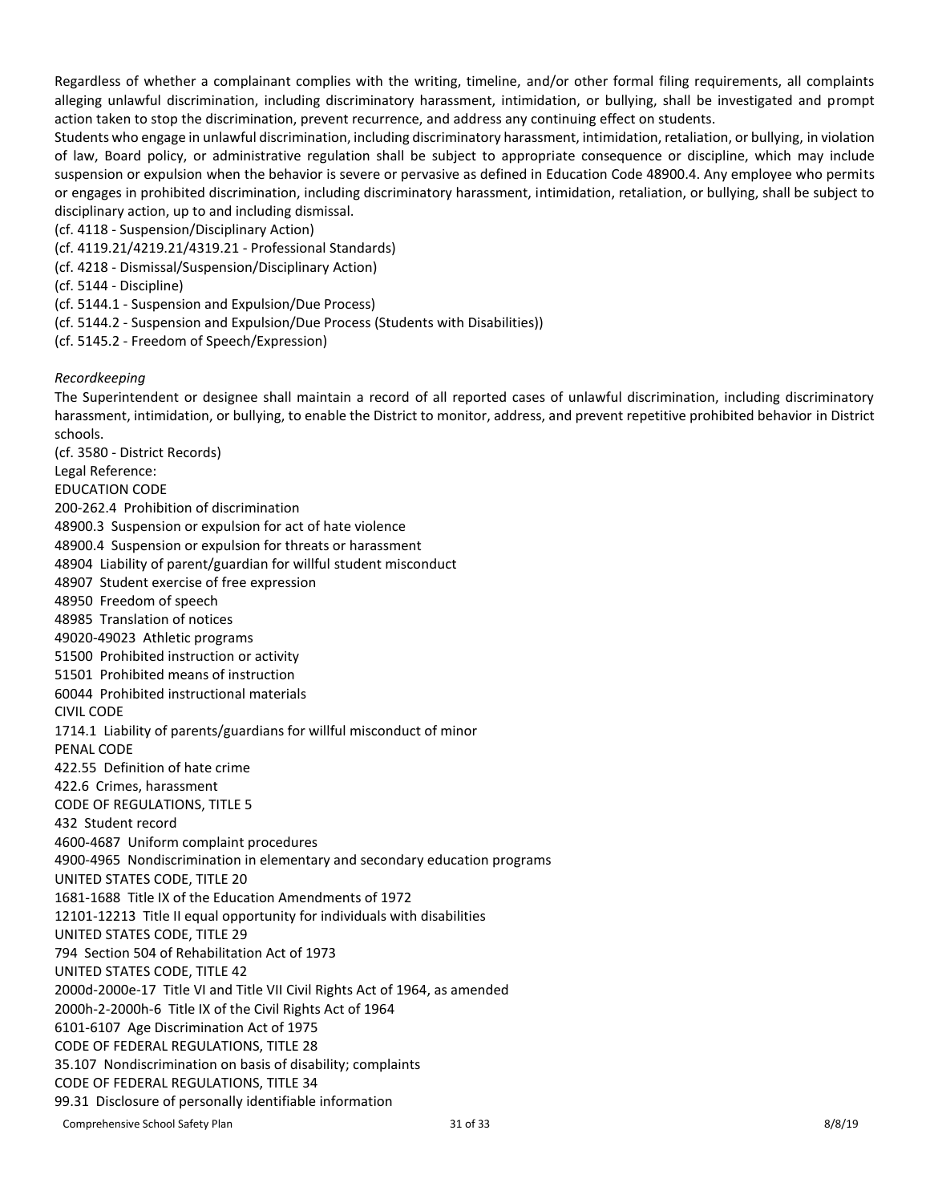Regardless of whether a complainant complies with the writing, timeline, and/or other formal filing requirements, all complaints alleging unlawful discrimination, including discriminatory harassment, intimidation, or bullying, shall be investigated and prompt action taken to stop the discrimination, prevent recurrence, and address any continuing effect on students.

Students who engage in unlawful discrimination, including discriminatory harassment, intimidation, retaliation, or bullying, in violation of law, Board policy, or administrative regulation shall be subject to appropriate consequence or discipline, which may include suspension or expulsion when the behavior is severe or pervasive as defined in Education Code 48900.4. Any employee who permits or engages in prohibited discrimination, including discriminatory harassment, intimidation, retaliation, or bullying, shall be subject to disciplinary action, up to and including dismissal.

(cf. 4118 - Suspension/Disciplinary Action)
(cf. 4119.21/4219.21/4319.21 - Professional Standards)
(cf. 4218 - Dismissal/Suspension/Disciplinary Action)
(cf. 5144 - Discipline)
(cf. 5144.1 - Suspension and Expulsion/Due Process)
(cf. 5144.2 - Suspension and Expulsion/Due Process (Students with Disabilities))
(cf. 5145.2 - Freedom of Speech/Expression)

*Recordkeeping*

The Superintendent or designee shall maintain a record of all reported cases of unlawful discrimination, including discriminatory harassment, intimidation, or bullying, to enable the District to monitor, address, and prevent repetitive prohibited behavior in District schools.

(cf. 3580 - District Records)

Legal Reference:

EDUCATION CODE
200-262.4 Prohibition of discrimination
48900.3 Suspension or expulsion for act of hate violence
48900.4 Suspension or expulsion for threats or harassment
48904 Liability of parent/guardian for willful student misconduct
48907 Student exercise of free expression
48950 Freedom of speech
48985 Translation of notices
49020-49023 Athletic programs
51500 Prohibited instruction or activity
51501 Prohibited means of instruction
60044 Prohibited instructional materials

CIVIL CODE
1714.1 Liability of parents/guardians for willful misconduct of minor

PENAL CODE
422.55 Definition of hate crime
422.6 Crimes, harassment

CODE OF REGULATIONS, TITLE 5
432 Student record
4600-4687 Uniform complaint procedures
4900-4965 Nondiscrimination in elementary and secondary education programs

UNITED STATES CODE, TITLE 20
1681-1688 Title IX of the Education Amendments of 1972
12101-12213 Title II equal opportunity for individuals with disabilities

UNITED STATES CODE, TITLE 29
794 Section 504 of Rehabilitation Act of 1973

UNITED STATES CODE, TITLE 42
2000d-2000e-17 Title VI and Title VII Civil Rights Act of 1964, as amended
2000h-2-2000h-6 Title IX of the Civil Rights Act of 1964
6101-6107 Age Discrimination Act of 1975

CODE OF FEDERAL REGULATIONS, TITLE 28
35.107 Nondiscrimination on basis of disability; complaints

CODE OF FEDERAL REGULATIONS, TITLE 34
99.31 Disclosure of personally identifiable information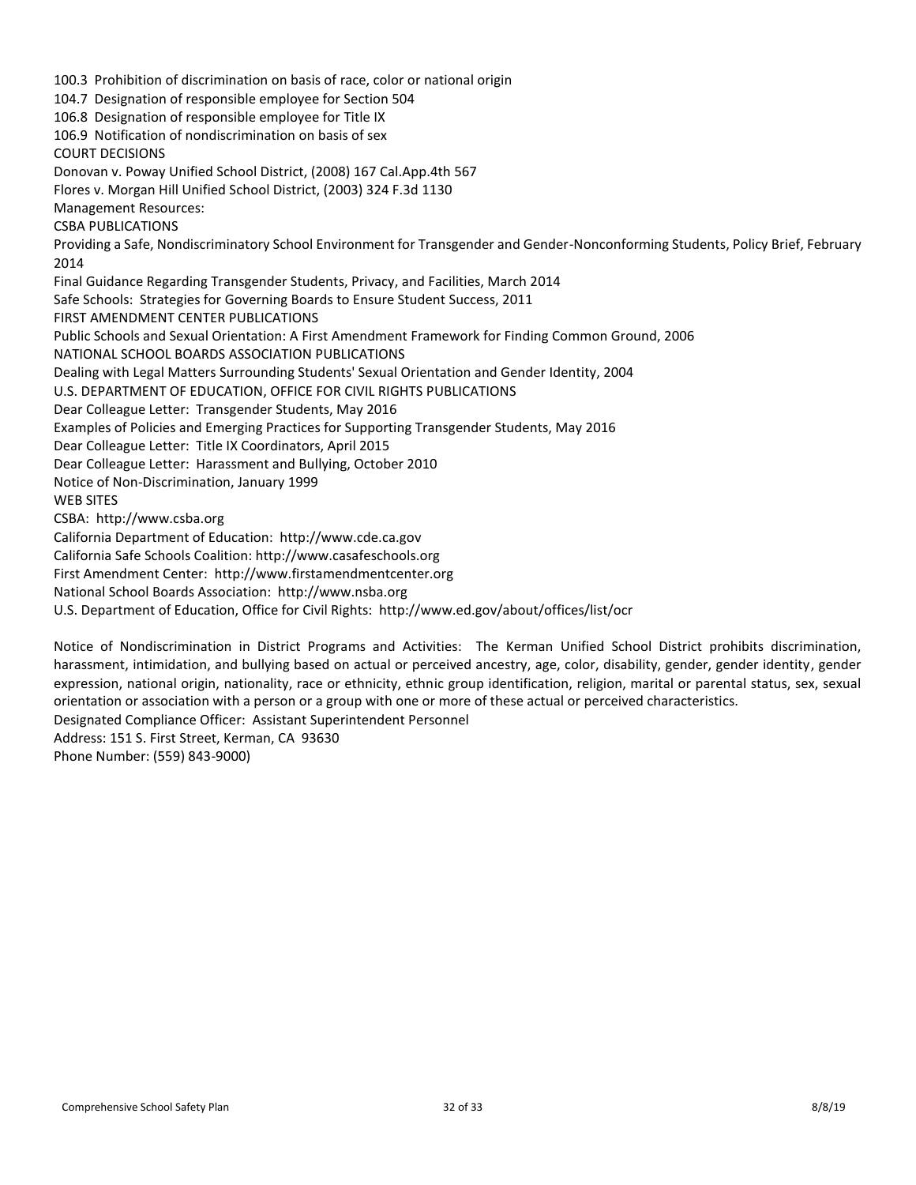100.3 Prohibition of discrimination on basis of race, color or national origin
104.7 Designation of responsible employee for Section 504
106.8 Designation of responsible employee for Title IX
106.9 Notification of nondiscrimination on basis of sex
COURT DECISIONS
Donovan v. Poway Unified School District, (2008) 167 Cal.App.4th 567
Flores v. Morgan Hill Unified School District, (2003) 324 F.3d 1130
Management Resources:
CSBA PUBLICATIONS
Providing a Safe, Nondiscriminatory School Environment for Transgender and Gender-Nonconforming Students, Policy Brief, February 2014
Final Guidance Regarding Transgender Students, Privacy, and Facilities, March 2014
Safe Schools: Strategies for Governing Boards to Ensure Student Success, 2011
FIRST AMENDMENT CENTER PUBLICATIONS
Public Schools and Sexual Orientation: A First Amendment Framework for Finding Common Ground, 2006
NATIONAL SCHOOL BOARDS ASSOCIATION PUBLICATIONS
Dealing with Legal Matters Surrounding Students' Sexual Orientation and Gender Identity, 2004
U.S. DEPARTMENT OF EDUCATION, OFFICE FOR CIVIL RIGHTS PUBLICATIONS
Dear Colleague Letter: Transgender Students, May 2016
Examples of Policies and Emerging Practices for Supporting Transgender Students, May 2016
Dear Colleague Letter: Title IX Coordinators, April 2015
Dear Colleague Letter: Harassment and Bullying, October 2010
Notice of Non-Discrimination, January 1999
WEB SITES
CSBA: http://www.csba.org
California Department of Education: http://www.cde.ca.gov
California Safe Schools Coalition: http://www.casafeschools.org
First Amendment Center: http://www.firstamendmentcenter.org
National School Boards Association: http://www.nsba.org
U.S. Department of Education, Office for Civil Rights: http://www.ed.gov/about/offices/list/ocr

Notice of Nondiscrimination in District Programs and Activities: The Kerman Unified School District prohibits discrimination, harassment, intimidation, and bullying based on actual or perceived ancestry, age, color, disability, gender, gender identity, gender expression, national origin, nationality, race or ethnicity, ethnic group identification, religion, marital or parental status, sex, sexual orientation or association with a person or a group with one or more of these actual or perceived characteristics.
Designated Compliance Officer: Assistant Superintendent Personnel
Address: 151 S. First Street, Kerman, CA 93630
Phone Number: (559) 843-9000)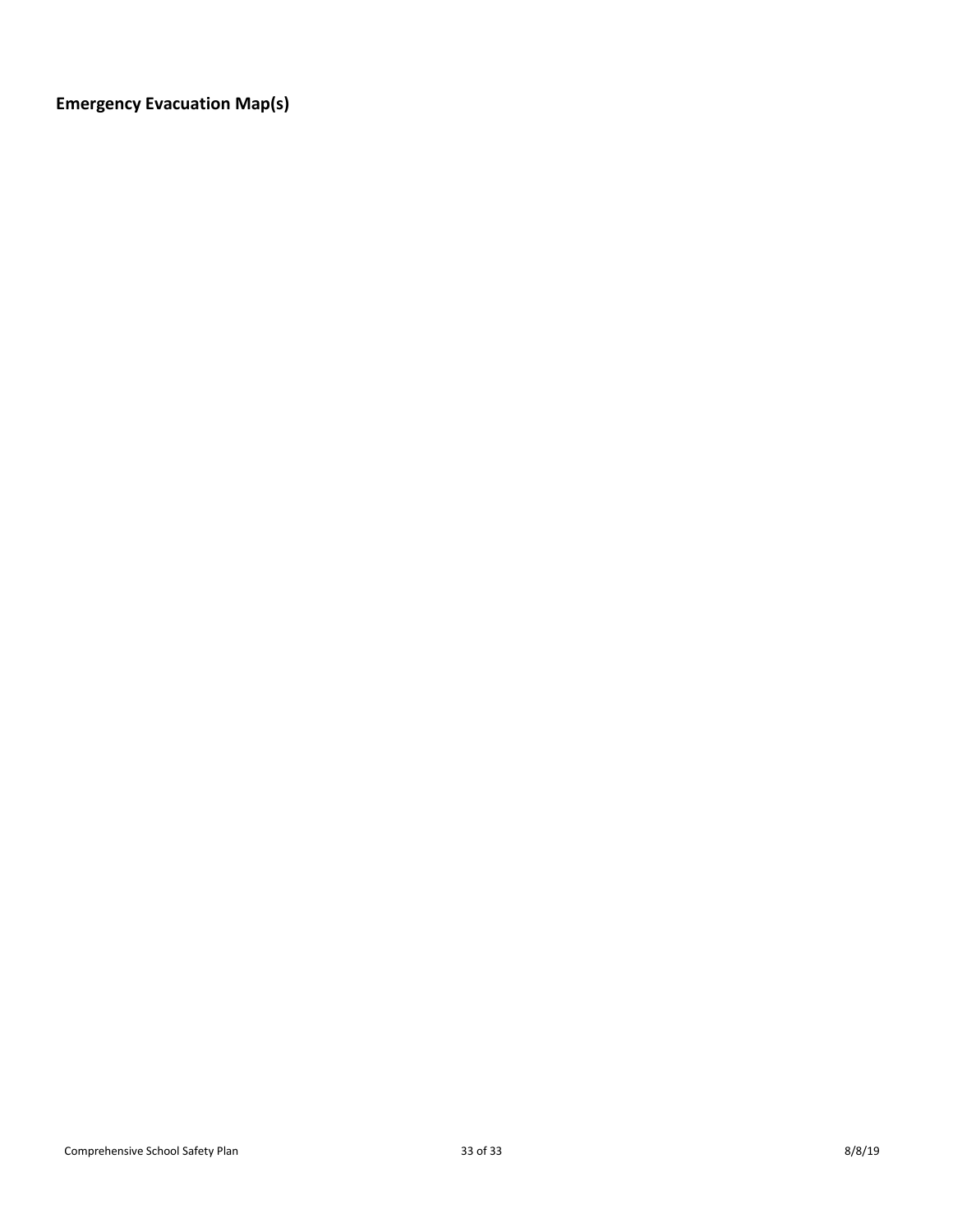**Emergency Evacuation Map(s)**